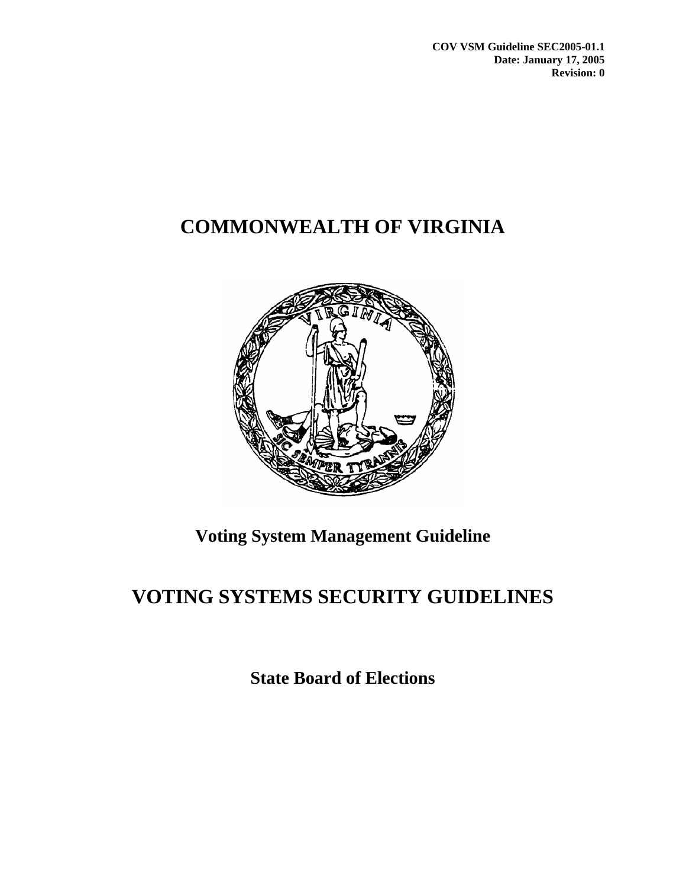**COV VSM Guideline SEC2005-01.1**
**Date: January 17, 2005**
**Revision: 0**

# COMMONWEALTH OF VIRGINIA

## Voting System Management Guideline

# VOTING SYSTEMS SECURITY GUIDELINES

## State Board of Elections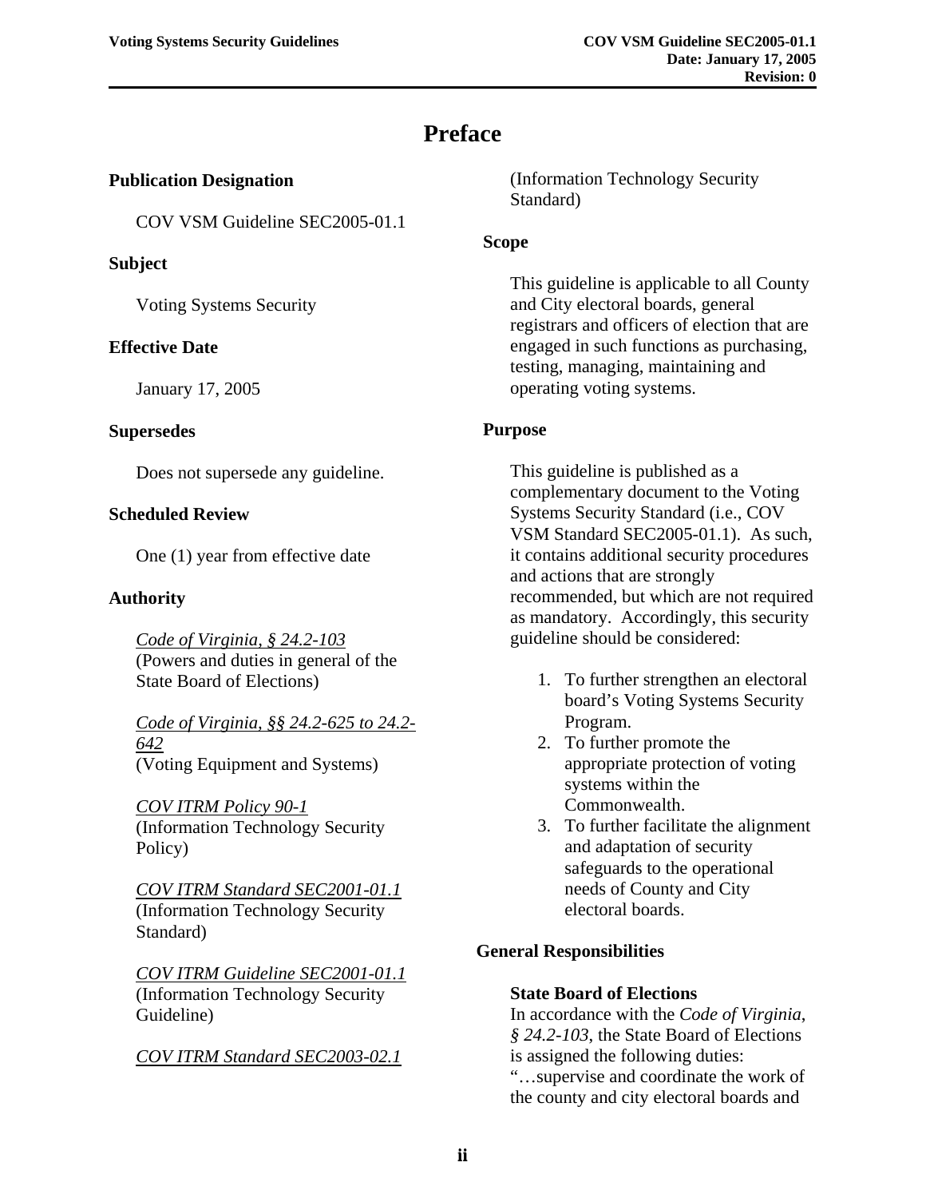# Preface

**Publication Designation**

COV VSM Guideline SEC2005-01.1

**Subject**

Voting Systems Security

**Effective Date**

January 17, 2005

**Supersedes**

Does not supersede any guideline.

**Scheduled Review**

One (1) year from effective date

**Authority**

*Code of Virginia, § 24.2-103*
(Powers and duties in general of the State Board of Elections)

*Code of Virginia, §§ 24.2-625 to 24.2-642*
(Voting Equipment and Systems)

*COV ITRM Policy 90-1*
(Information Technology Security Policy)

*COV ITRM Standard SEC2001-01.1*
(Information Technology Security Standard)

*COV ITRM Guideline SEC2001-01.1*
(Information Technology Security Guideline)

*COV ITRM Standard SEC2003-02.1*
(Information Technology Security Standard)

**Scope**

This guideline is applicable to all County and City electoral boards, general registrars and officers of election that are engaged in such functions as purchasing, testing, managing, maintaining and operating voting systems.

**Purpose**

This guideline is published as a complementary document to the Voting Systems Security Standard (i.e., COV VSM Standard SEC2005-01.1). As such, it contains additional security procedures and actions that are strongly recommended, but which are not required as mandatory. Accordingly, this security guideline should be considered:

1. To further strengthen an electoral board's Voting Systems Security Program.
2. To further promote the appropriate protection of voting systems within the Commonwealth.
3. To further facilitate the alignment and adaptation of security safeguards to the operational needs of County and City electoral boards.

**General Responsibilities**

**State Board of Elections**
In accordance with the *Code of Virginia*, *§ 24.2-103*, the State Board of Elections is assigned the following duties: "…supervise and coordinate the work of the county and city electoral boards and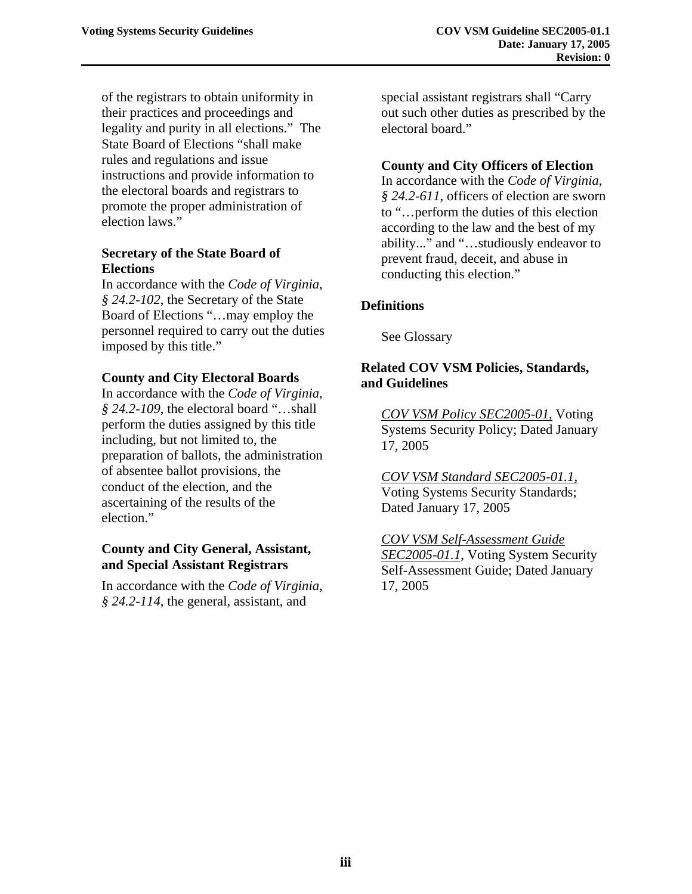of the registrars to obtain uniformity in their practices and proceedings and legality and purity in all elections." The State Board of Elections "shall make rules and regulations and issue instructions and provide information to the electoral boards and registrars to promote the proper administration of election laws."

**Secretary of the State Board of Elections**

In accordance with the *Code of Virginia*, *§ 24.2-102*, the Secretary of the State Board of Elections "…may employ the personnel required to carry out the duties imposed by this title."

**County and City Electoral Boards**

In accordance with the *Code of Virginia*, *§ 24.2-109*, the electoral board "…shall perform the duties assigned by this title including, but not limited to, the preparation of ballots, the administration of absentee ballot provisions, the conduct of the election, and the ascertaining of the results of the election."

**County and City General, Assistant, and Special Assistant Registrars**

In accordance with the *Code of Virginia*, *§ 24.2-114*, the general, assistant, and special assistant registrars shall "Carry out such other duties as prescribed by the electoral board."

**County and City Officers of Election**

In accordance with the *Code of Virginia*, *§ 24.2-611*, officers of election are sworn to "…perform the duties of this election according to the law and the best of my ability..." and "…studiously endeavor to prevent fraud, deceit, and abuse in conducting this election."

### Definitions

See Glossary

### Related COV VSM Policies, Standards, and Guidelines

*COV VSM Policy SEC2005-01,* Voting Systems Security Policy; Dated January 17, 2005

*COV VSM Standard SEC2005-01.1,* Voting Systems Security Standards; Dated January 17, 2005

*COV VSM Self-Assessment Guide SEC2005-01.1*, Voting System Security Self-Assessment Guide; Dated January 17, 2005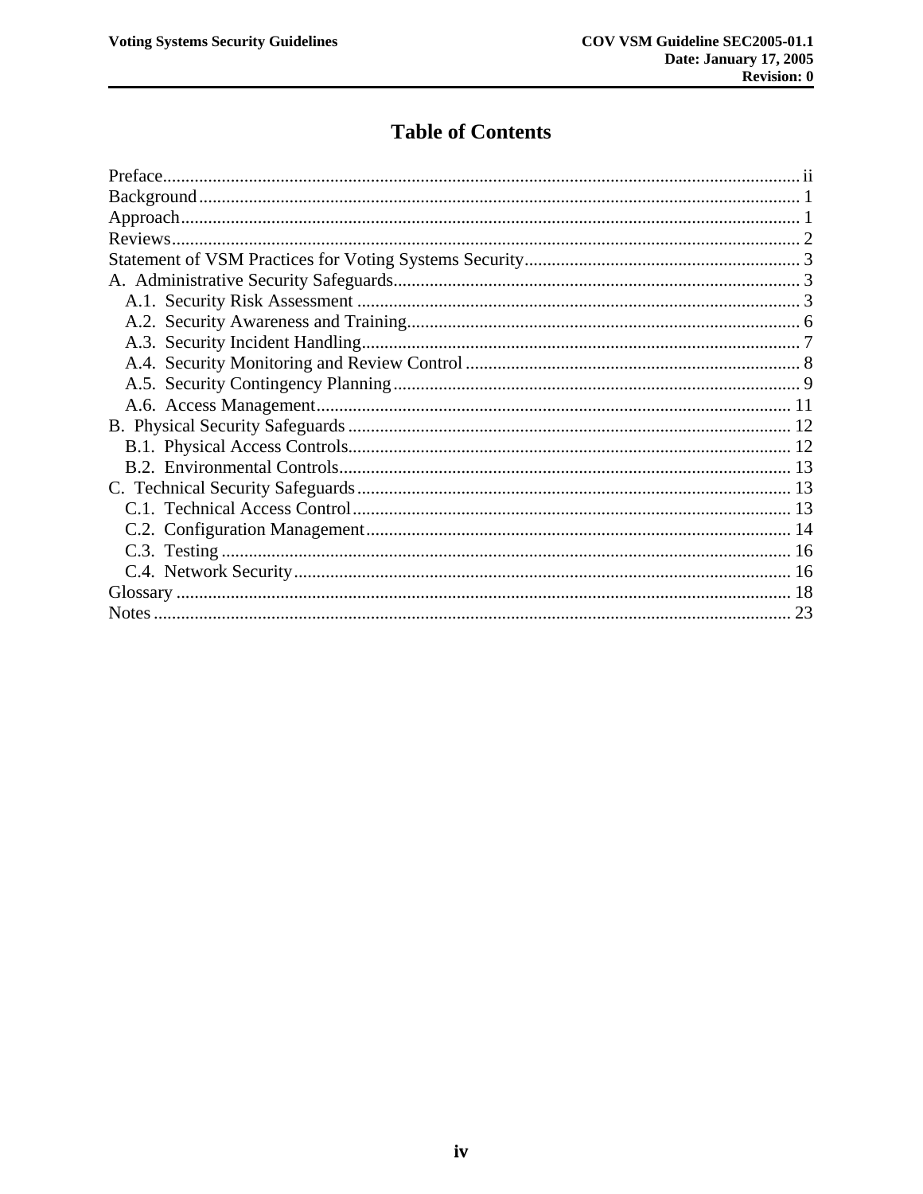# Table of Contents

Preface.......................................................................................................................................... ii
Background.................................................................................................................................... 1
Approach........................................................................................................................................ 1
Reviews.......................................................................................................................................... 2
Statement of VSM Practices for Voting Systems Security............................................................. 3
A. Administrative Security Safeguards......................................................................................... 3
   A.1. Security Risk Assessment ................................................................................................. 3
   A.2. Security Awareness and Training...................................................................................... 6
   A.3. Security Incident Handling................................................................................................ 7
   A.4. Security Monitoring and Review Control .......................................................................... 8
   A.5. Security Contingency Planning.......................................................................................... 9
   A.6. Access Management......................................................................................................... 11
B. Physical Security Safeguards .................................................................................................. 12
   B.1. Physical Access Controls.................................................................................................. 12
   B.2. Environmental Controls.................................................................................................... 13
C. Technical Security Safeguards ................................................................................................ 13
   C.1. Technical Access Control................................................................................................. 13
   C.2. Configuration Management.............................................................................................. 14
   C.3. Testing .............................................................................................................................. 16
   C.4. Network Security.............................................................................................................. 16
Glossary ....................................................................................................................................... 18
Notes ............................................................................................................................................ 23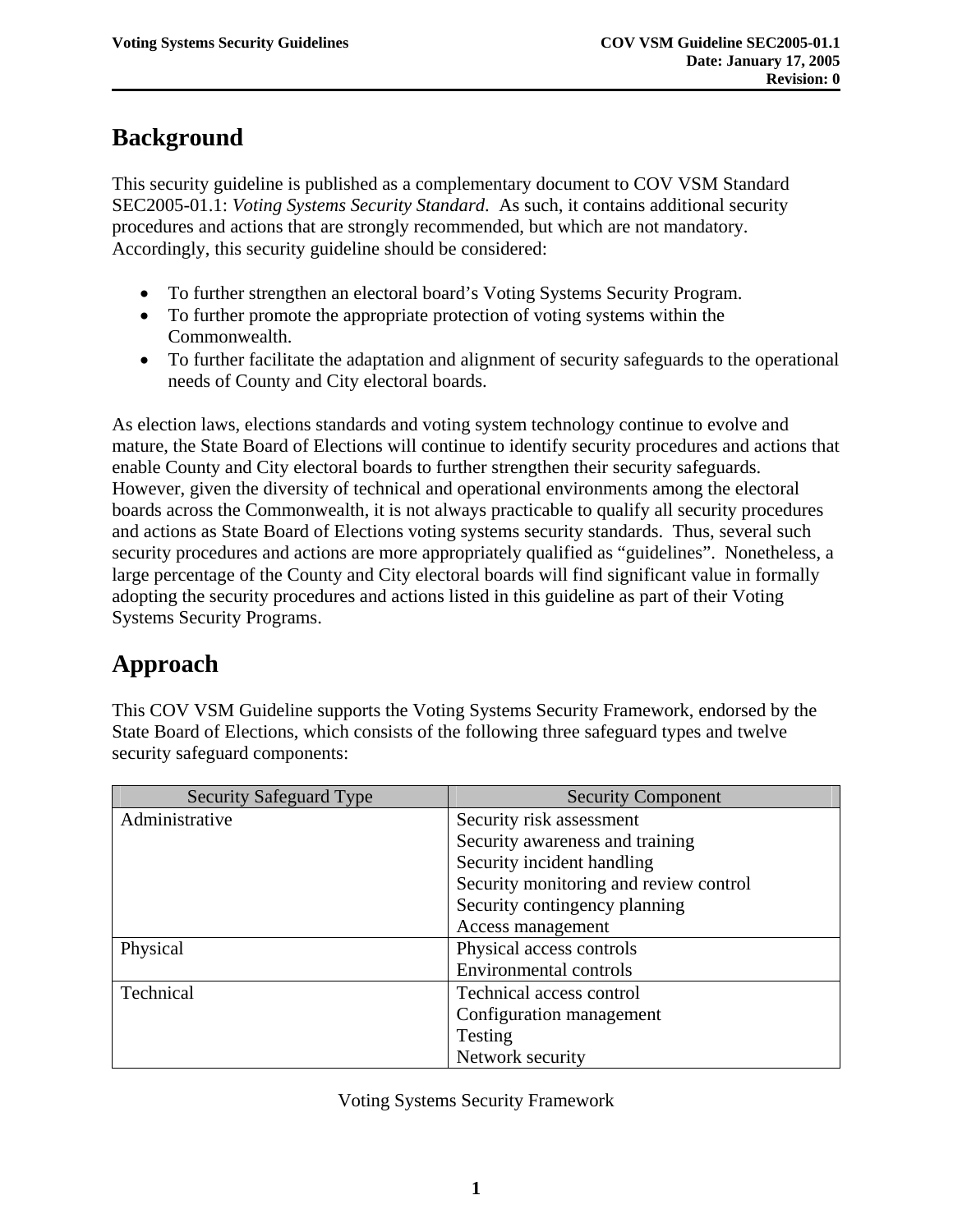## Background

This security guideline is published as a complementary document to COV VSM Standard SEC2005-01.1: *Voting Systems Security Standard*. As such, it contains additional security procedures and actions that are strongly recommended, but which are not mandatory. Accordingly, this security guideline should be considered:

- To further strengthen an electoral board's Voting Systems Security Program.
- To further promote the appropriate protection of voting systems within the Commonwealth.
- To further facilitate the adaptation and alignment of security safeguards to the operational needs of County and City electoral boards.

As election laws, elections standards and voting system technology continue to evolve and mature, the State Board of Elections will continue to identify security procedures and actions that enable County and City electoral boards to further strengthen their security safeguards. However, given the diversity of technical and operational environments among the electoral boards across the Commonwealth, it is not always practicable to qualify all security procedures and actions as State Board of Elections voting systems security standards. Thus, several such security procedures and actions are more appropriately qualified as "guidelines". Nonetheless, a large percentage of the County and City electoral boards will find significant value in formally adopting the security procedures and actions listed in this guideline as part of their Voting Systems Security Programs.

## Approach

This COV VSM Guideline supports the Voting Systems Security Framework, endorsed by the State Board of Elections, which consists of the following three safeguard types and twelve security safeguard components:

| Security Safeguard Type | Security Component |
| --- | --- |
| Administrative | Security risk assessment<br>Security awareness and training<br>Security incident handling<br>Security monitoring and review control<br>Security contingency planning<br>Access management |
| Physical | Physical access controls<br>Environmental controls |
| Technical | Technical access control<br>Configuration management<br>Testing<br>Network security |

Voting Systems Security Framework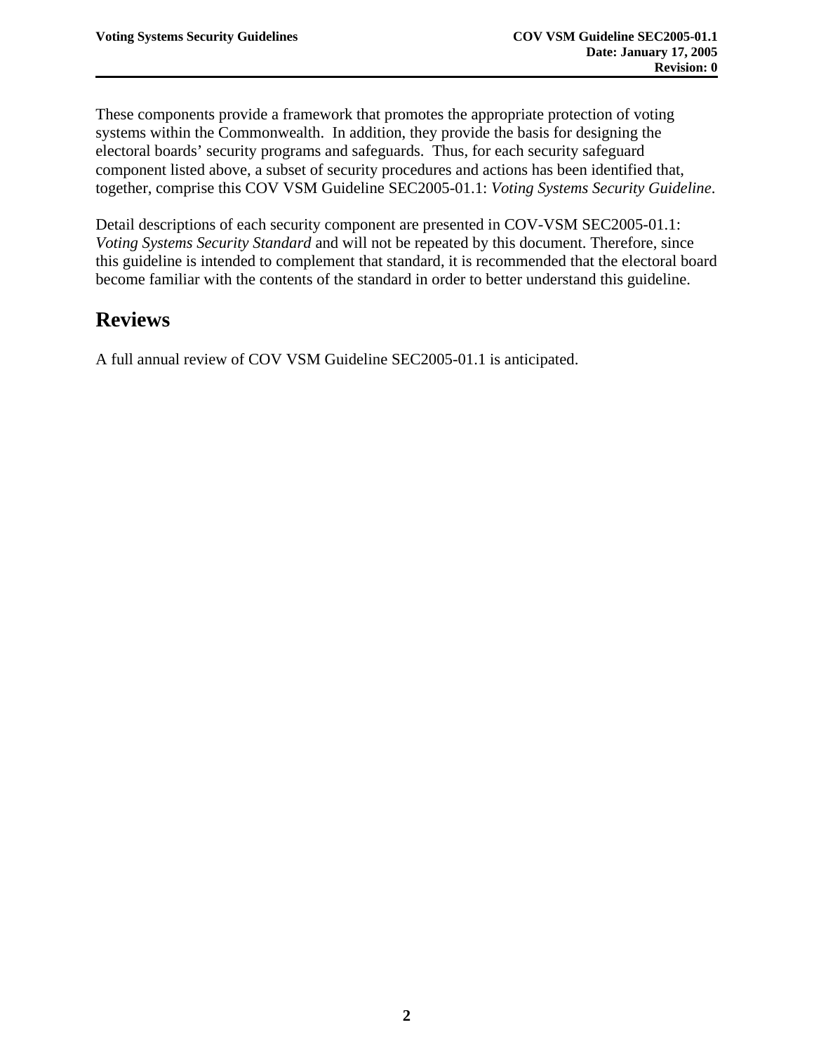These components provide a framework that promotes the appropriate protection of voting systems within the Commonwealth. In addition, they provide the basis for designing the electoral boards' security programs and safeguards. Thus, for each security safeguard component listed above, a subset of security procedures and actions has been identified that, together, comprise this COV VSM Guideline SEC2005-01.1: *Voting Systems Security Guideline*.

Detail descriptions of each security component are presented in COV-VSM SEC2005-01.1: *Voting Systems Security Standard* and will not be repeated by this document. Therefore, since this guideline is intended to complement that standard, it is recommended that the electoral board become familiar with the contents of the standard in order to better understand this guideline.

## Reviews

A full annual review of COV VSM Guideline SEC2005-01.1 is anticipated.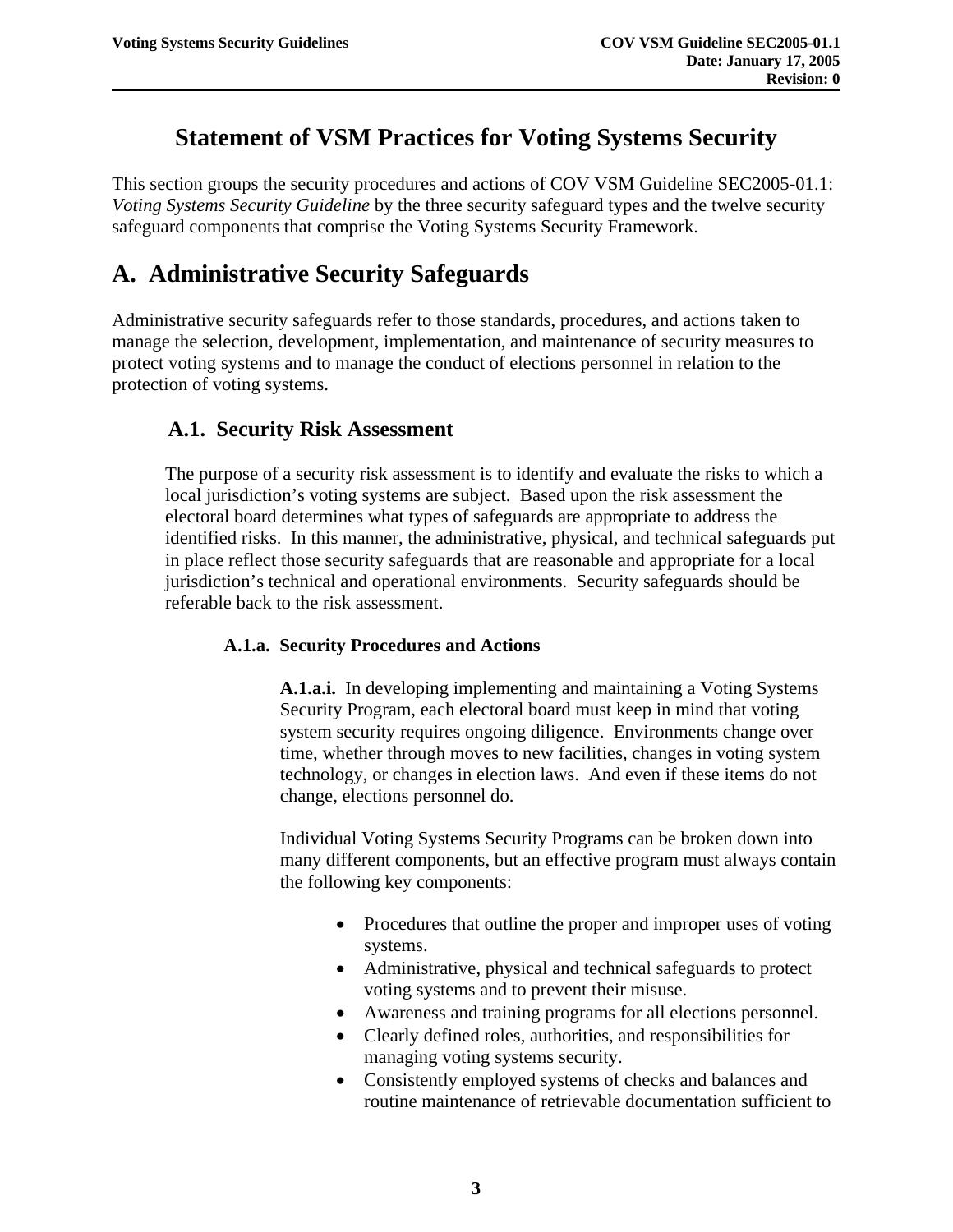# Statement of VSM Practices for Voting Systems Security

This section groups the security procedures and actions of COV VSM Guideline SEC2005-01.1: *Voting Systems Security Guideline* by the three security safeguard types and the twelve security safeguard components that comprise the Voting Systems Security Framework.

# A. Administrative Security Safeguards

Administrative security safeguards refer to those standards, procedures, and actions taken to manage the selection, development, implementation, and maintenance of security measures to protect voting systems and to manage the conduct of elections personnel in relation to the protection of voting systems.

## A.1. Security Risk Assessment

The purpose of a security risk assessment is to identify and evaluate the risks to which a local jurisdiction's voting systems are subject. Based upon the risk assessment the electoral board determines what types of safeguards are appropriate to address the identified risks. In this manner, the administrative, physical, and technical safeguards put in place reflect those security safeguards that are reasonable and appropriate for a local jurisdiction's technical and operational environments. Security safeguards should be referable back to the risk assessment.

### A.1.a. Security Procedures and Actions

**A.1.a.i.** In developing implementing and maintaining a Voting Systems Security Program, each electoral board must keep in mind that voting system security requires ongoing diligence. Environments change over time, whether through moves to new facilities, changes in voting system technology, or changes in election laws. And even if these items do not change, elections personnel do.

Individual Voting Systems Security Programs can be broken down into many different components, but an effective program must always contain the following key components:

- Procedures that outline the proper and improper uses of voting systems.
- Administrative, physical and technical safeguards to protect voting systems and to prevent their misuse.
- Awareness and training programs for all elections personnel.
- Clearly defined roles, authorities, and responsibilities for managing voting systems security.
- Consistently employed systems of checks and balances and routine maintenance of retrievable documentation sufficient to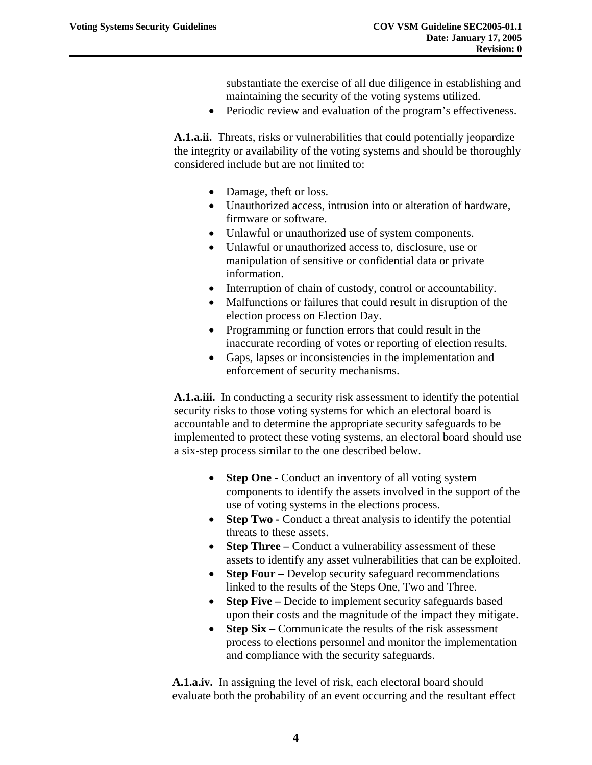substantiate the exercise of all due diligence in establishing and maintaining the security of the voting systems utilized.
- Periodic review and evaluation of the program's effectiveness.

**A.1.a.ii.** Threats, risks or vulnerabilities that could potentially jeopardize the integrity or availability of the voting systems and should be thoroughly considered include but are not limited to:

- Damage, theft or loss.
- Unauthorized access, intrusion into or alteration of hardware, firmware or software.
- Unlawful or unauthorized use of system components.
- Unlawful or unauthorized access to, disclosure, use or manipulation of sensitive or confidential data or private information.
- Interruption of chain of custody, control or accountability.
- Malfunctions or failures that could result in disruption of the election process on Election Day.
- Programming or function errors that could result in the inaccurate recording of votes or reporting of election results.
- Gaps, lapses or inconsistencies in the implementation and enforcement of security mechanisms.

**A.1.a.iii.** In conducting a security risk assessment to identify the potential security risks to those voting systems for which an electoral board is accountable and to determine the appropriate security safeguards to be implemented to protect these voting systems, an electoral board should use a six-step process similar to the one described below.

- **Step One -** Conduct an inventory of all voting system components to identify the assets involved in the support of the use of voting systems in the elections process.
- **Step Two -** Conduct a threat analysis to identify the potential threats to these assets.
- **Step Three –** Conduct a vulnerability assessment of these assets to identify any asset vulnerabilities that can be exploited.
- **Step Four –** Develop security safeguard recommendations linked to the results of the Steps One, Two and Three.
- **Step Five –** Decide to implement security safeguards based upon their costs and the magnitude of the impact they mitigate.
- **Step Six –** Communicate the results of the risk assessment process to elections personnel and monitor the implementation and compliance with the security safeguards.

**A.1.a.iv.** In assigning the level of risk, each electoral board should evaluate both the probability of an event occurring and the resultant effect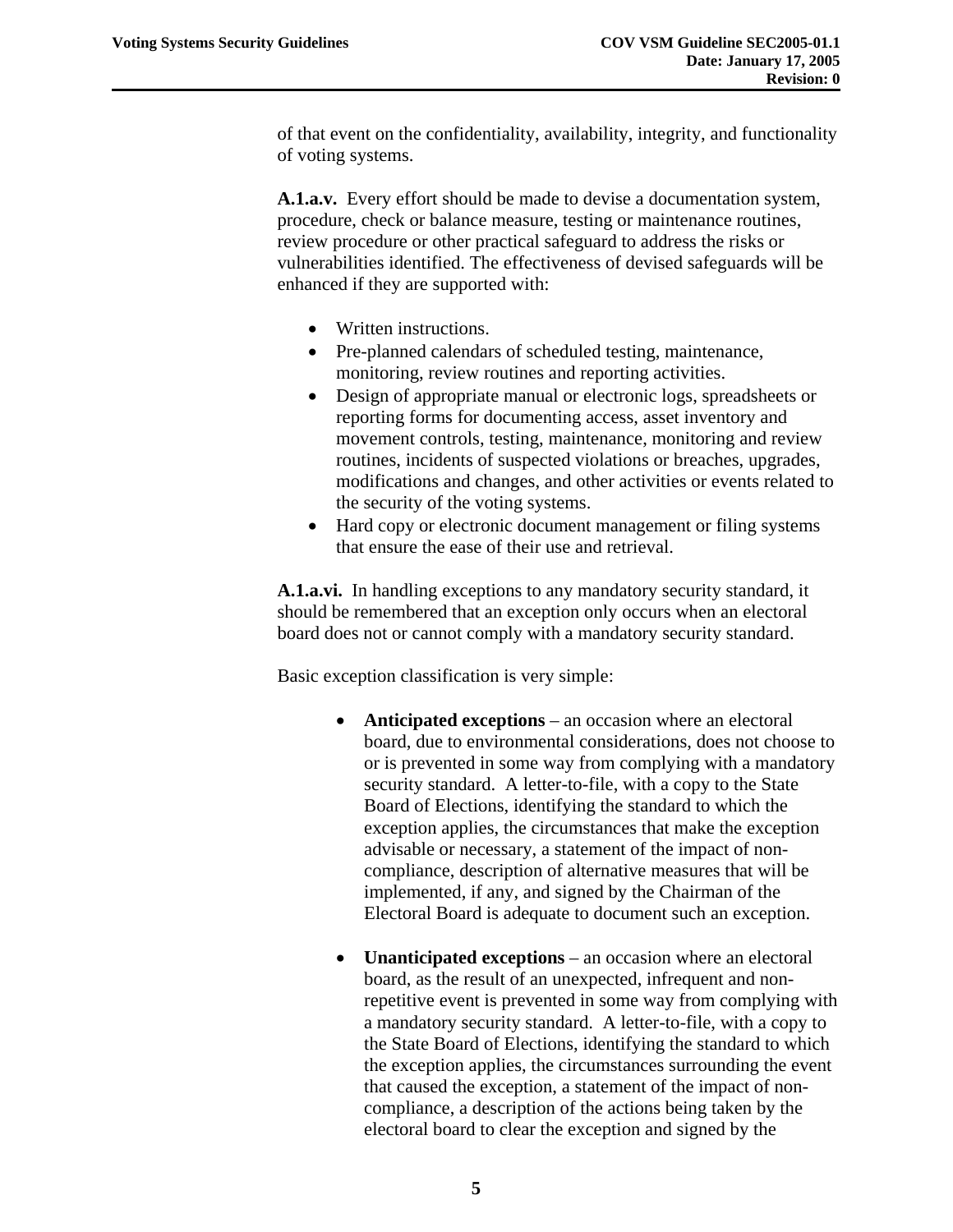of that event on the confidentiality, availability, integrity, and functionality of voting systems.

**A.1.a.v.** Every effort should be made to devise a documentation system, procedure, check or balance measure, testing or maintenance routines, review procedure or other practical safeguard to address the risks or vulnerabilities identified. The effectiveness of devised safeguards will be enhanced if they are supported with:

- Written instructions.
- Pre-planned calendars of scheduled testing, maintenance, monitoring, review routines and reporting activities.
- Design of appropriate manual or electronic logs, spreadsheets or reporting forms for documenting access, asset inventory and movement controls, testing, maintenance, monitoring and review routines, incidents of suspected violations or breaches, upgrades, modifications and changes, and other activities or events related to the security of the voting systems.
- Hard copy or electronic document management or filing systems that ensure the ease of their use and retrieval.

**A.1.a.vi.** In handling exceptions to any mandatory security standard, it should be remembered that an exception only occurs when an electoral board does not or cannot comply with a mandatory security standard.

Basic exception classification is very simple:

- **Anticipated exceptions** – an occasion where an electoral board, due to environmental considerations, does not choose to or is prevented in some way from complying with a mandatory security standard. A letter-to-file, with a copy to the State Board of Elections, identifying the standard to which the exception applies, the circumstances that make the exception advisable or necessary, a statement of the impact of non-compliance, description of alternative measures that will be implemented, if any, and signed by the Chairman of the Electoral Board is adequate to document such an exception.

- **Unanticipated exceptions** – an occasion where an electoral board, as the result of an unexpected, infrequent and non-repetitive event is prevented in some way from complying with a mandatory security standard. A letter-to-file, with a copy to the State Board of Elections, identifying the standard to which the exception applies, the circumstances surrounding the event that caused the exception, a statement of the impact of non-compliance, a description of the actions being taken by the electoral board to clear the exception and signed by the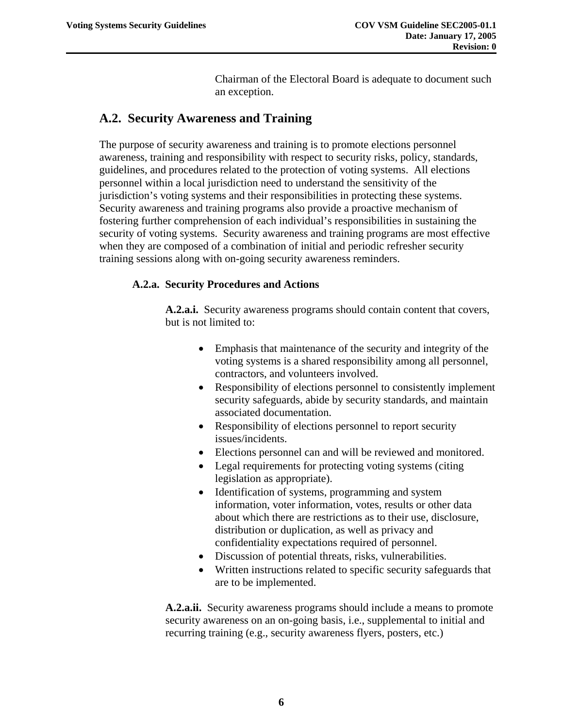Chairman of the Electoral Board is adequate to document such an exception.

## A.2. Security Awareness and Training

The purpose of security awareness and training is to promote elections personnel awareness, training and responsibility with respect to security risks, policy, standards, guidelines, and procedures related to the protection of voting systems. All elections personnel within a local jurisdiction need to understand the sensitivity of the jurisdiction's voting systems and their responsibilities in protecting these systems. Security awareness and training programs also provide a proactive mechanism of fostering further comprehension of each individual's responsibilities in sustaining the security of voting systems. Security awareness and training programs are most effective when they are composed of a combination of initial and periodic refresher security training sessions along with on-going security awareness reminders.

### A.2.a. Security Procedures and Actions

**A.2.a.i.** Security awareness programs should contain content that covers, but is not limited to:

- Emphasis that maintenance of the security and integrity of the voting systems is a shared responsibility among all personnel, contractors, and volunteers involved.
- Responsibility of elections personnel to consistently implement security safeguards, abide by security standards, and maintain associated documentation.
- Responsibility of elections personnel to report security issues/incidents.
- Elections personnel can and will be reviewed and monitored.
- Legal requirements for protecting voting systems (citing legislation as appropriate).
- Identification of systems, programming and system information, voter information, votes, results or other data about which there are restrictions as to their use, disclosure, distribution or duplication, as well as privacy and confidentiality expectations required of personnel.
- Discussion of potential threats, risks, vulnerabilities.
- Written instructions related to specific security safeguards that are to be implemented.

**A.2.a.ii.** Security awareness programs should include a means to promote security awareness on an on-going basis, i.e., supplemental to initial and recurring training (e.g., security awareness flyers, posters, etc.)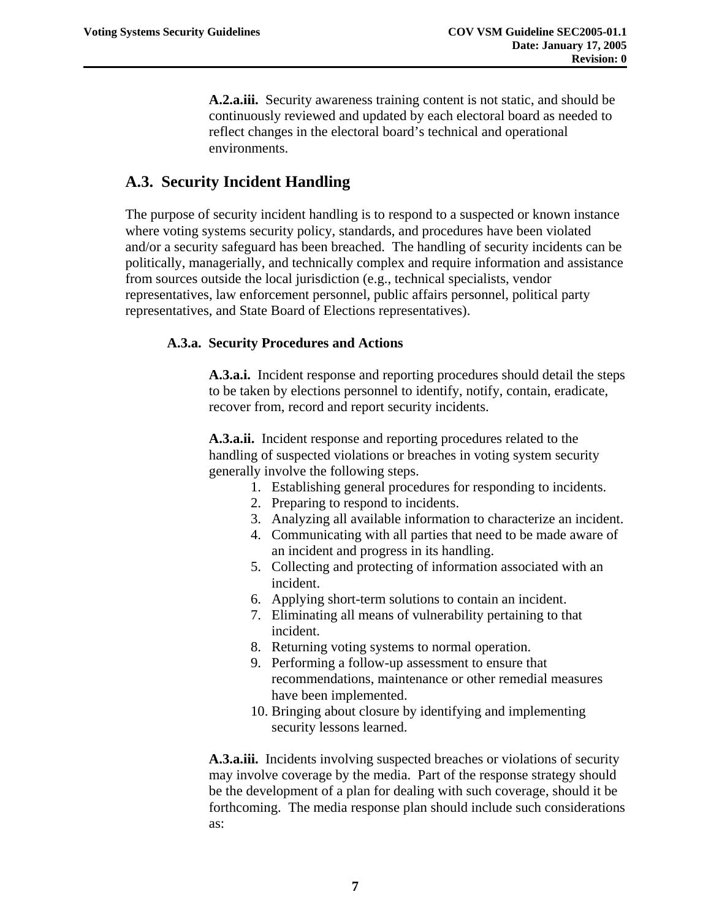**A.2.a.iii.** Security awareness training content is not static, and should be continuously reviewed and updated by each electoral board as needed to reflect changes in the electoral board's technical and operational environments.

## A.3. Security Incident Handling

The purpose of security incident handling is to respond to a suspected or known instance where voting systems security policy, standards, and procedures have been violated and/or a security safeguard has been breached. The handling of security incidents can be politically, managerially, and technically complex and require information and assistance from sources outside the local jurisdiction (e.g., technical specialists, vendor representatives, law enforcement personnel, public affairs personnel, political party representatives, and State Board of Elections representatives).

### A.3.a. Security Procedures and Actions

**A.3.a.i.** Incident response and reporting procedures should detail the steps to be taken by elections personnel to identify, notify, contain, eradicate, recover from, record and report security incidents.

**A.3.a.ii.** Incident response and reporting procedures related to the handling of suspected violations or breaches in voting system security generally involve the following steps.

1. Establishing general procedures for responding to incidents.
2. Preparing to respond to incidents.
3. Analyzing all available information to characterize an incident.
4. Communicating with all parties that need to be made aware of an incident and progress in its handling.
5. Collecting and protecting of information associated with an incident.
6. Applying short-term solutions to contain an incident.
7. Eliminating all means of vulnerability pertaining to that incident.
8. Returning voting systems to normal operation.
9. Performing a follow-up assessment to ensure that recommendations, maintenance or other remedial measures have been implemented.
10. Bringing about closure by identifying and implementing security lessons learned.

**A.3.a.iii.** Incidents involving suspected breaches or violations of security may involve coverage by the media. Part of the response strategy should be the development of a plan for dealing with such coverage, should it be forthcoming. The media response plan should include such considerations as: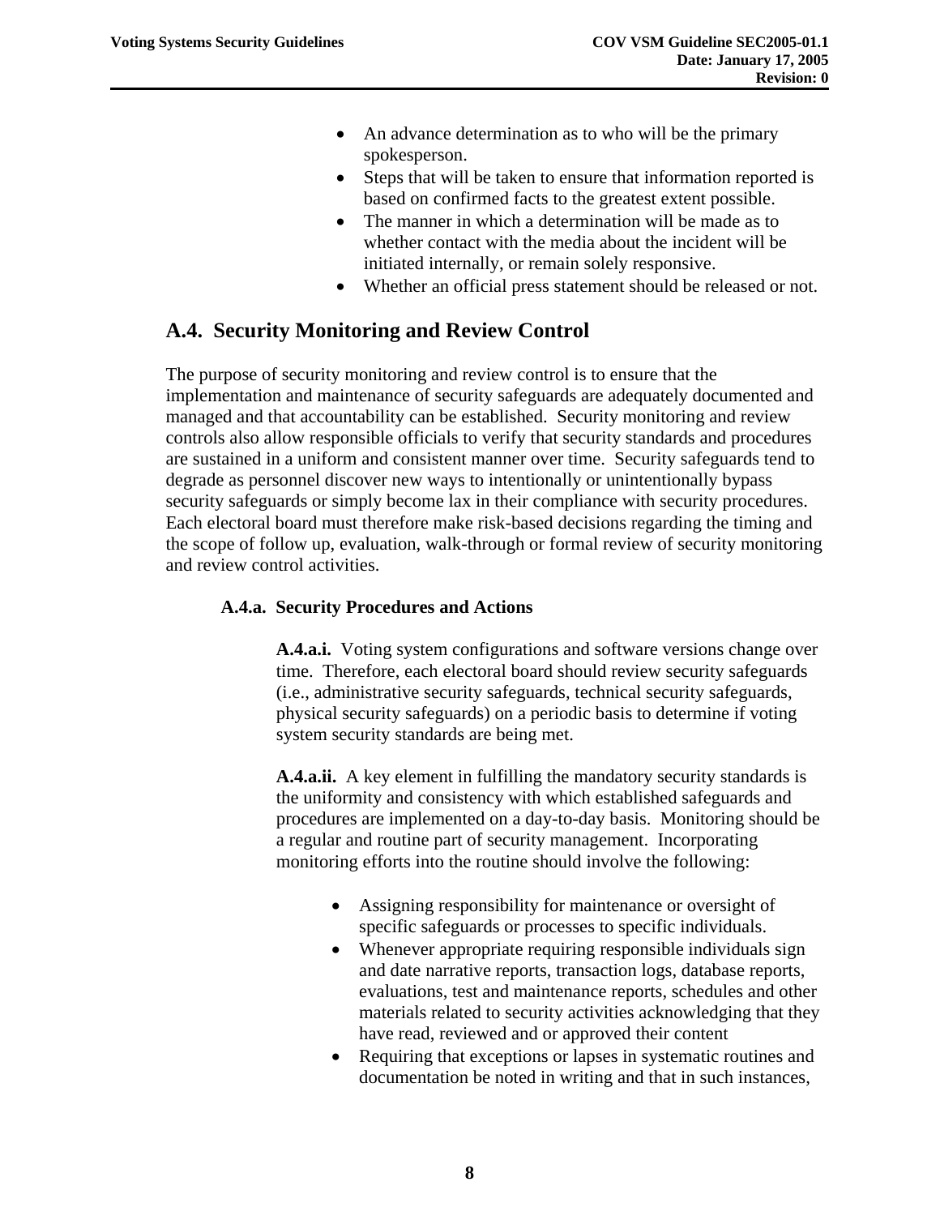- An advance determination as to who will be the primary spokesperson.
- Steps that will be taken to ensure that information reported is based on confirmed facts to the greatest extent possible.
- The manner in which a determination will be made as to whether contact with the media about the incident will be initiated internally, or remain solely responsive.
- Whether an official press statement should be released or not.

## A.4. Security Monitoring and Review Control

The purpose of security monitoring and review control is to ensure that the implementation and maintenance of security safeguards are adequately documented and managed and that accountability can be established. Security monitoring and review controls also allow responsible officials to verify that security standards and procedures are sustained in a uniform and consistent manner over time. Security safeguards tend to degrade as personnel discover new ways to intentionally or unintentionally bypass security safeguards or simply become lax in their compliance with security procedures. Each electoral board must therefore make risk-based decisions regarding the timing and the scope of follow up, evaluation, walk-through or formal review of security monitoring and review control activities.

### A.4.a. Security Procedures and Actions

**A.4.a.i.** Voting system configurations and software versions change over time. Therefore, each electoral board should review security safeguards (i.e., administrative security safeguards, technical security safeguards, physical security safeguards) on a periodic basis to determine if voting system security standards are being met.

**A.4.a.ii.** A key element in fulfilling the mandatory security standards is the uniformity and consistency with which established safeguards and procedures are implemented on a day-to-day basis. Monitoring should be a regular and routine part of security management. Incorporating monitoring efforts into the routine should involve the following:

- Assigning responsibility for maintenance or oversight of specific safeguards or processes to specific individuals.
- Whenever appropriate requiring responsible individuals sign and date narrative reports, transaction logs, database reports, evaluations, test and maintenance reports, schedules and other materials related to security activities acknowledging that they have read, reviewed and or approved their content
- Requiring that exceptions or lapses in systematic routines and documentation be noted in writing and that in such instances,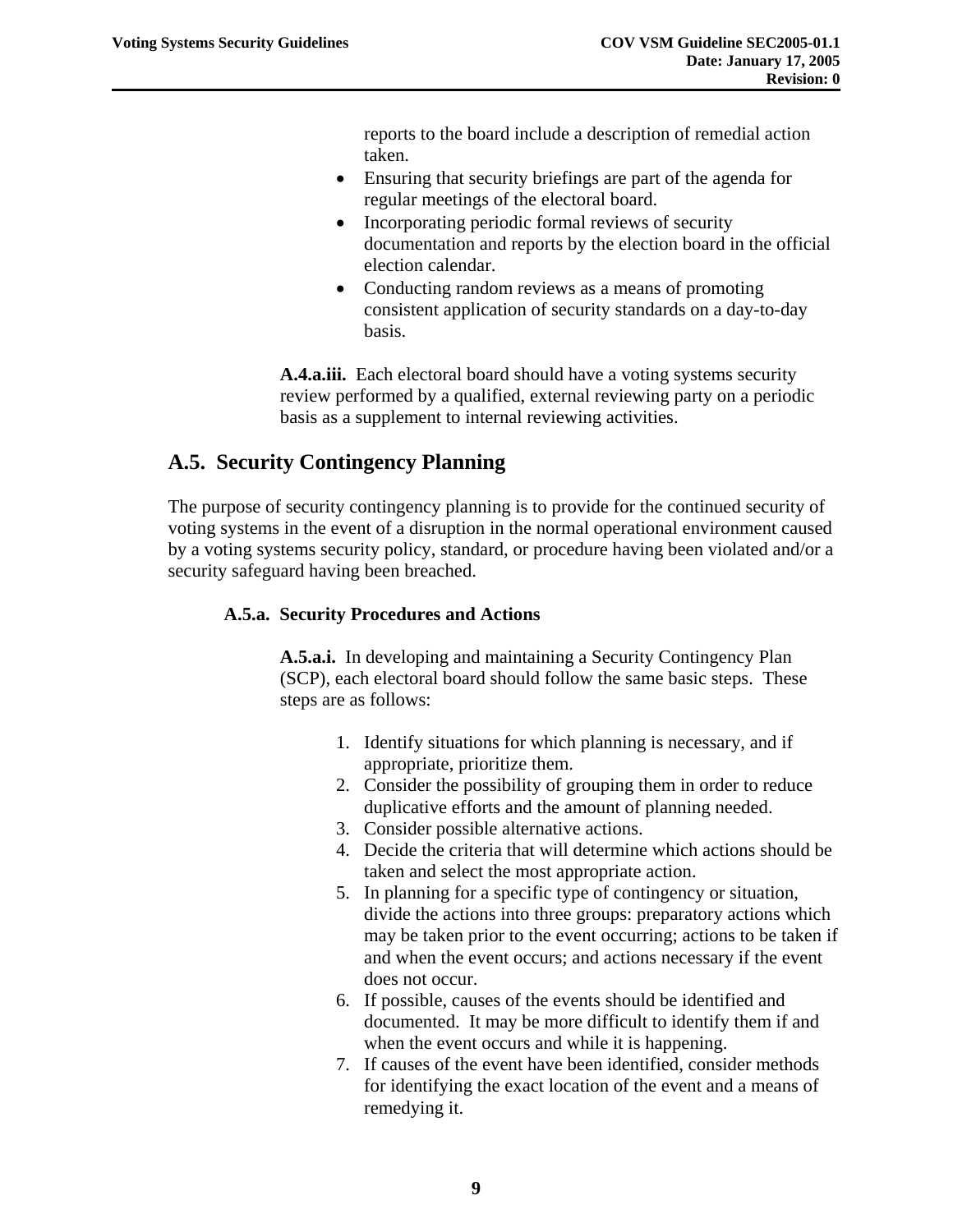reports to the board include a description of remedial action taken.

- Ensuring that security briefings are part of the agenda for regular meetings of the electoral board.
- Incorporating periodic formal reviews of security documentation and reports by the election board in the official election calendar.
- Conducting random reviews as a means of promoting consistent application of security standards on a day-to-day basis.

**A.4.a.iii.** Each electoral board should have a voting systems security review performed by a qualified, external reviewing party on a periodic basis as a supplement to internal reviewing activities.

## A.5. Security Contingency Planning

The purpose of security contingency planning is to provide for the continued security of voting systems in the event of a disruption in the normal operational environment caused by a voting systems security policy, standard, or procedure having been violated and/or a security safeguard having been breached.

### A.5.a. Security Procedures and Actions

**A.5.a.i.** In developing and maintaining a Security Contingency Plan (SCP), each electoral board should follow the same basic steps. These steps are as follows:

1. Identify situations for which planning is necessary, and if appropriate, prioritize them.
2. Consider the possibility of grouping them in order to reduce duplicative efforts and the amount of planning needed.
3. Consider possible alternative actions.
4. Decide the criteria that will determine which actions should be taken and select the most appropriate action.
5. In planning for a specific type of contingency or situation, divide the actions into three groups: preparatory actions which may be taken prior to the event occurring; actions to be taken if and when the event occurs; and actions necessary if the event does not occur.
6. If possible, causes of the events should be identified and documented. It may be more difficult to identify them if and when the event occurs and while it is happening.
7. If causes of the event have been identified, consider methods for identifying the exact location of the event and a means of remedying it.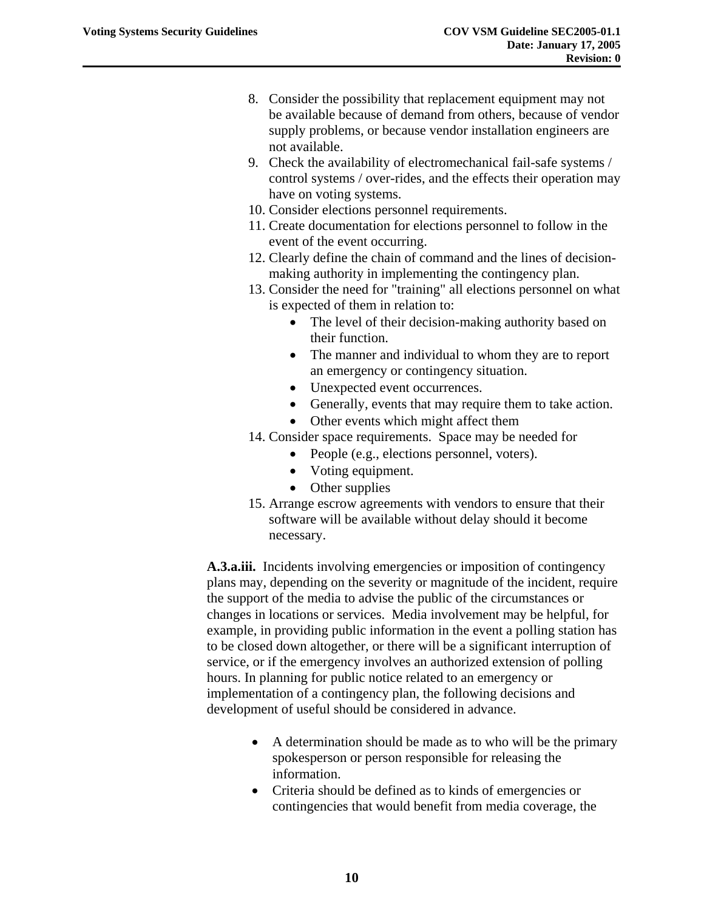8. Consider the possibility that replacement equipment may not be available because of demand from others, because of vendor supply problems, or because vendor installation engineers are not available.
9. Check the availability of electromechanical fail-safe systems / control systems / over-rides, and the effects their operation may have on voting systems.
10. Consider elections personnel requirements.
11. Create documentation for elections personnel to follow in the event of the event occurring.
12. Clearly define the chain of command and the lines of decision-making authority in implementing the contingency plan.
13. Consider the need for "training" all elections personnel on what is expected of them in relation to:
    - The level of their decision-making authority based on their function.
    - The manner and individual to whom they are to report an emergency or contingency situation.
    - Unexpected event occurrences.
    - Generally, events that may require them to take action.
    - Other events which might affect them
14. Consider space requirements. Space may be needed for
    - People (e.g., elections personnel, voters).
    - Voting equipment.
    - Other supplies
15. Arrange escrow agreements with vendors to ensure that their software will be available without delay should it become necessary.

**A.3.a.iii.** Incidents involving emergencies or imposition of contingency plans may, depending on the severity or magnitude of the incident, require the support of the media to advise the public of the circumstances or changes in locations or services. Media involvement may be helpful, for example, in providing public information in the event a polling station has to be closed down altogether, or there will be a significant interruption of service, or if the emergency involves an authorized extension of polling hours. In planning for public notice related to an emergency or implementation of a contingency plan, the following decisions and development of useful should be considered in advance.

- A determination should be made as to who will be the primary spokesperson or person responsible for releasing the information.
- Criteria should be defined as to kinds of emergencies or contingencies that would benefit from media coverage, the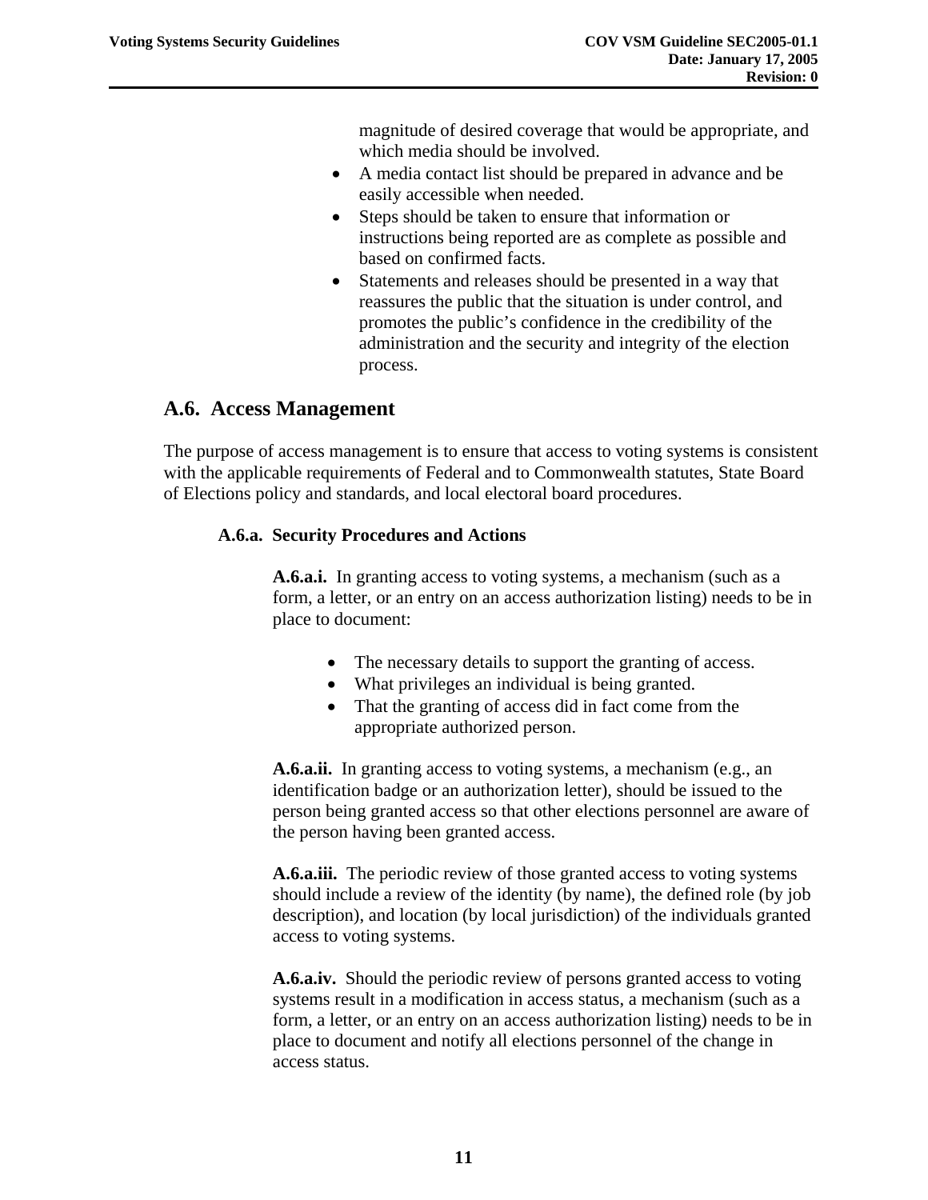magnitude of desired coverage that would be appropriate, and which media should be involved.

- A media contact list should be prepared in advance and be easily accessible when needed.
- Steps should be taken to ensure that information or instructions being reported are as complete as possible and based on confirmed facts.
- Statements and releases should be presented in a way that reassures the public that the situation is under control, and promotes the public's confidence in the credibility of the administration and the security and integrity of the election process.

## A.6. Access Management

The purpose of access management is to ensure that access to voting systems is consistent with the applicable requirements of Federal and to Commonwealth statutes, State Board of Elections policy and standards, and local electoral board procedures.

### A.6.a. Security Procedures and Actions

**A.6.a.i.** In granting access to voting systems, a mechanism (such as a form, a letter, or an entry on an access authorization listing) needs to be in place to document:

- The necessary details to support the granting of access.
- What privileges an individual is being granted.
- That the granting of access did in fact come from the appropriate authorized person.

**A.6.a.ii.** In granting access to voting systems, a mechanism (e.g., an identification badge or an authorization letter), should be issued to the person being granted access so that other elections personnel are aware of the person having been granted access.

**A.6.a.iii.** The periodic review of those granted access to voting systems should include a review of the identity (by name), the defined role (by job description), and location (by local jurisdiction) of the individuals granted access to voting systems.

**A.6.a.iv.** Should the periodic review of persons granted access to voting systems result in a modification in access status, a mechanism (such as a form, a letter, or an entry on an access authorization listing) needs to be in place to document and notify all elections personnel of the change in access status.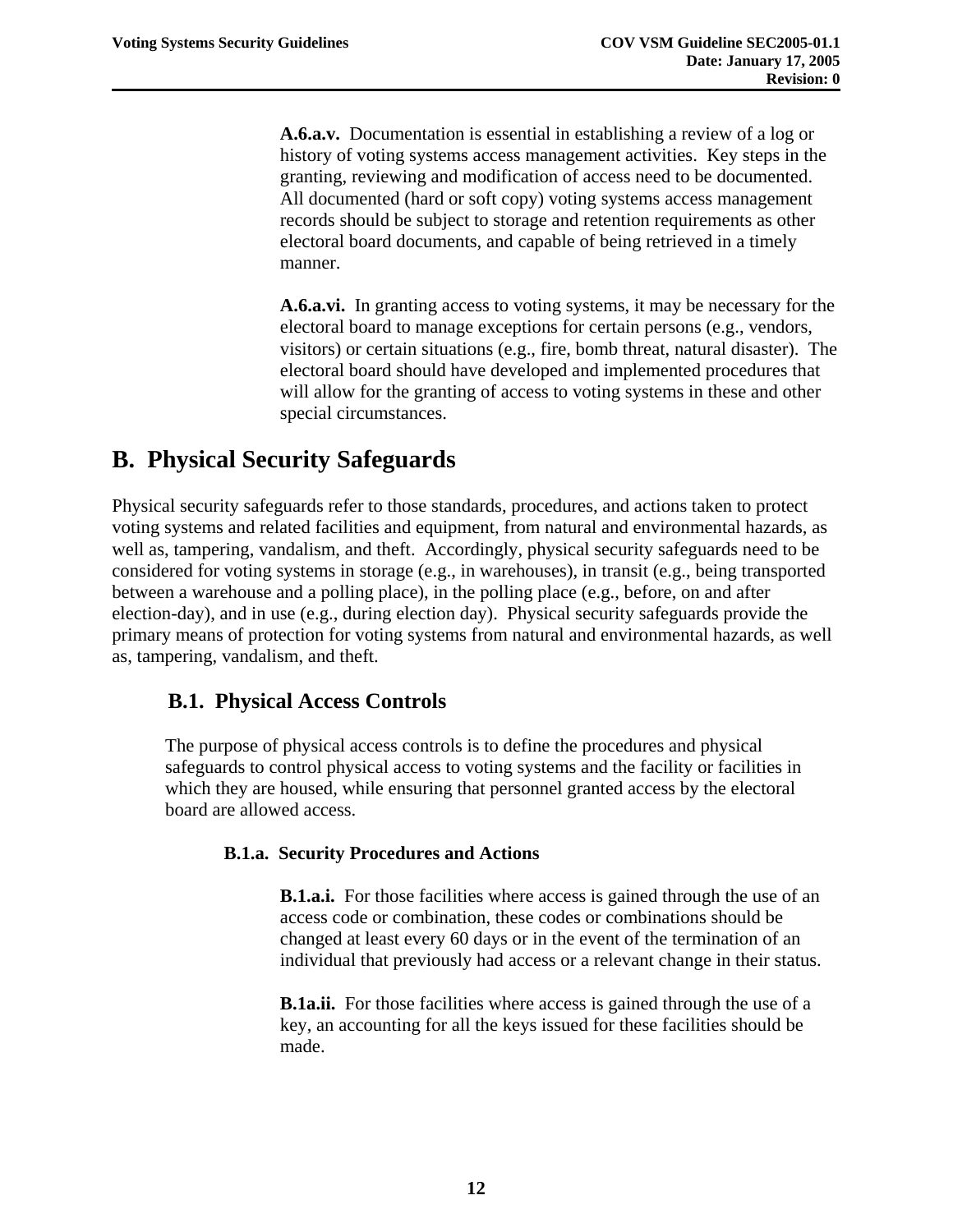**A.6.a.v.** Documentation is essential in establishing a review of a log or history of voting systems access management activities. Key steps in the granting, reviewing and modification of access need to be documented. All documented (hard or soft copy) voting systems access management records should be subject to storage and retention requirements as other electoral board documents, and capable of being retrieved in a timely manner.

**A.6.a.vi.** In granting access to voting systems, it may be necessary for the electoral board to manage exceptions for certain persons (e.g., vendors, visitors) or certain situations (e.g., fire, bomb threat, natural disaster). The electoral board should have developed and implemented procedures that will allow for the granting of access to voting systems in these and other special circumstances.

# B. Physical Security Safeguards

Physical security safeguards refer to those standards, procedures, and actions taken to protect voting systems and related facilities and equipment, from natural and environmental hazards, as well as, tampering, vandalism, and theft. Accordingly, physical security safeguards need to be considered for voting systems in storage (e.g., in warehouses), in transit (e.g., being transported between a warehouse and a polling place), in the polling place (e.g., before, on and after election-day), and in use (e.g., during election day). Physical security safeguards provide the primary means of protection for voting systems from natural and environmental hazards, as well as, tampering, vandalism, and theft.

## B.1. Physical Access Controls

The purpose of physical access controls is to define the procedures and physical safeguards to control physical access to voting systems and the facility or facilities in which they are housed, while ensuring that personnel granted access by the electoral board are allowed access.

### B.1.a. Security Procedures and Actions

**B.1.a.i.** For those facilities where access is gained through the use of an access code or combination, these codes or combinations should be changed at least every 60 days or in the event of the termination of an individual that previously had access or a relevant change in their status.

**B.1a.ii.** For those facilities where access is gained through the use of a key, an accounting for all the keys issued for these facilities should be made.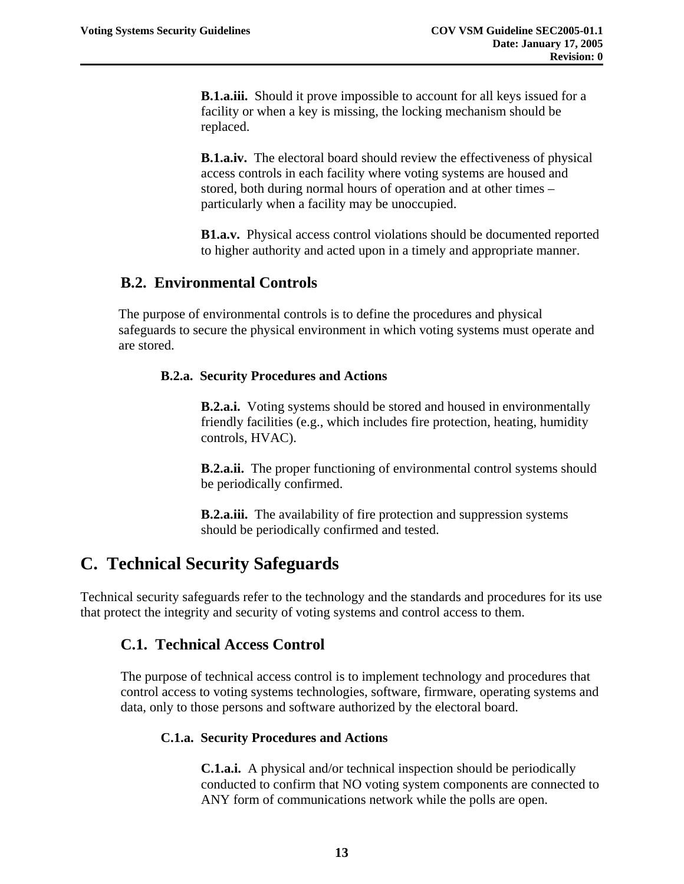**B.1.a.iii.** Should it prove impossible to account for all keys issued for a facility or when a key is missing, the locking mechanism should be replaced.

**B.1.a.iv.** The electoral board should review the effectiveness of physical access controls in each facility where voting systems are housed and stored, both during normal hours of operation and at other times – particularly when a facility may be unoccupied.

**B1.a.v.** Physical access control violations should be documented reported to higher authority and acted upon in a timely and appropriate manner.

## B.2. Environmental Controls

The purpose of environmental controls is to define the procedures and physical safeguards to secure the physical environment in which voting systems must operate and are stored.

### B.2.a. Security Procedures and Actions

**B.2.a.i.** Voting systems should be stored and housed in environmentally friendly facilities (e.g., which includes fire protection, heating, humidity controls, HVAC).

**B.2.a.ii.** The proper functioning of environmental control systems should be periodically confirmed.

**B.2.a.iii.** The availability of fire protection and suppression systems should be periodically confirmed and tested.

# C. Technical Security Safeguards

Technical security safeguards refer to the technology and the standards and procedures for its use that protect the integrity and security of voting systems and control access to them.

## C.1. Technical Access Control

The purpose of technical access control is to implement technology and procedures that control access to voting systems technologies, software, firmware, operating systems and data, only to those persons and software authorized by the electoral board.

### C.1.a. Security Procedures and Actions

**C.1.a.i.** A physical and/or technical inspection should be periodically conducted to confirm that NO voting system components are connected to ANY form of communications network while the polls are open.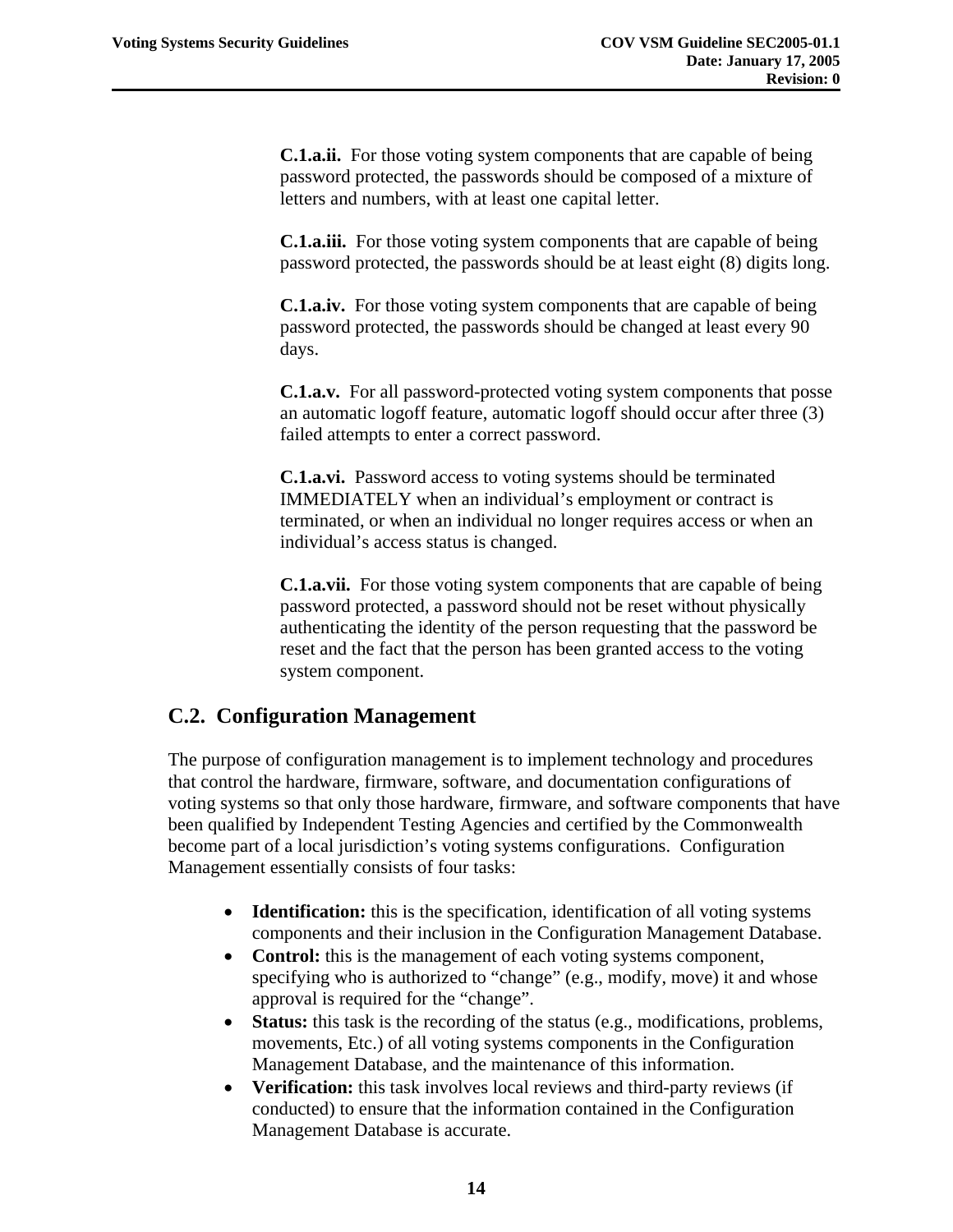**C.1.a.ii.** For those voting system components that are capable of being password protected, the passwords should be composed of a mixture of letters and numbers, with at least one capital letter.

**C.1.a.iii.** For those voting system components that are capable of being password protected, the passwords should be at least eight (8) digits long.

**C.1.a.iv.** For those voting system components that are capable of being password protected, the passwords should be changed at least every 90 days.

**C.1.a.v.** For all password-protected voting system components that posse an automatic logoff feature, automatic logoff should occur after three (3) failed attempts to enter a correct password.

**C.1.a.vi.** Password access to voting systems should be terminated IMMEDIATELY when an individual's employment or contract is terminated, or when an individual no longer requires access or when an individual's access status is changed.

**C.1.a.vii.** For those voting system components that are capable of being password protected, a password should not be reset without physically authenticating the identity of the person requesting that the password be reset and the fact that the person has been granted access to the voting system component.

## C.2. Configuration Management

The purpose of configuration management is to implement technology and procedures that control the hardware, firmware, software, and documentation configurations of voting systems so that only those hardware, firmware, and software components that have been qualified by Independent Testing Agencies and certified by the Commonwealth become part of a local jurisdiction's voting systems configurations. Configuration Management essentially consists of four tasks:

- **Identification:** this is the specification, identification of all voting systems components and their inclusion in the Configuration Management Database.
- **Control:** this is the management of each voting systems component, specifying who is authorized to "change" (e.g., modify, move) it and whose approval is required for the "change".
- **Status:** this task is the recording of the status (e.g., modifications, problems, movements, Etc.) of all voting systems components in the Configuration Management Database, and the maintenance of this information.
- **Verification:** this task involves local reviews and third-party reviews (if conducted) to ensure that the information contained in the Configuration Management Database is accurate.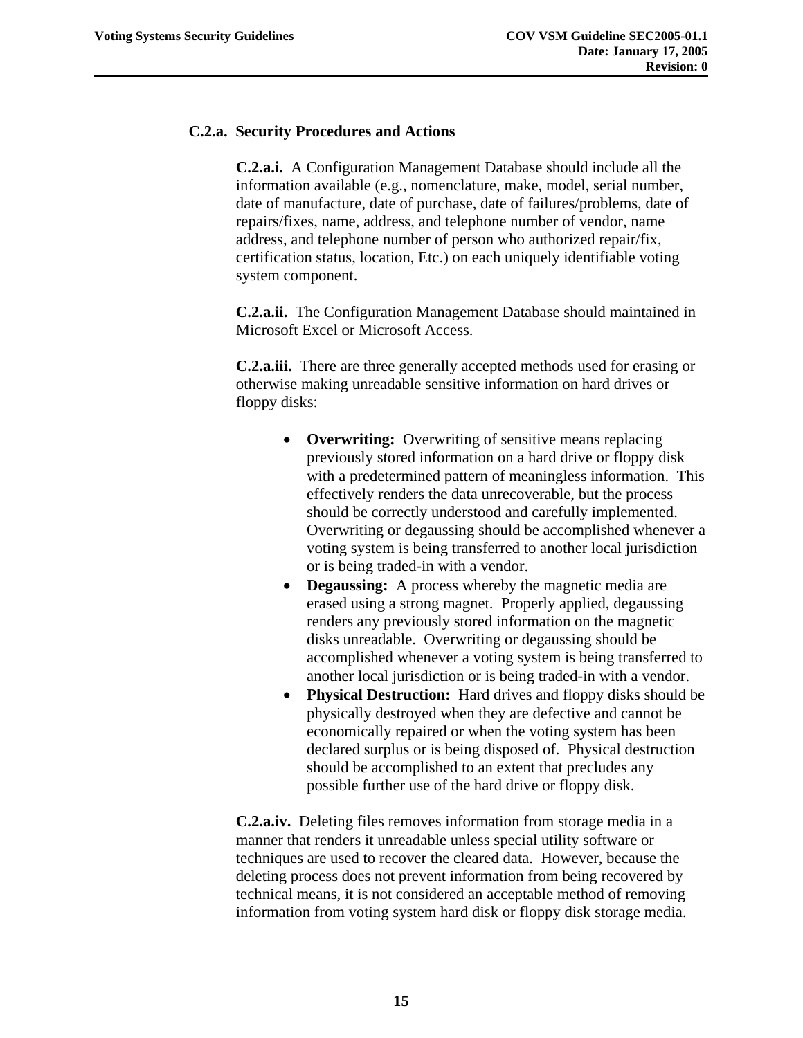### C.2.a. Security Procedures and Actions

**C.2.a.i.** A Configuration Management Database should include all the information available (e.g., nomenclature, make, model, serial number, date of manufacture, date of purchase, date of failures/problems, date of repairs/fixes, name, address, and telephone number of vendor, name address, and telephone number of person who authorized repair/fix, certification status, location, Etc.) on each uniquely identifiable voting system component.

**C.2.a.ii.** The Configuration Management Database should maintained in Microsoft Excel or Microsoft Access.

**C.2.a.iii.** There are three generally accepted methods used for erasing or otherwise making unreadable sensitive information on hard drives or floppy disks:

- **Overwriting:** Overwriting of sensitive means replacing previously stored information on a hard drive or floppy disk with a predetermined pattern of meaningless information. This effectively renders the data unrecoverable, but the process should be correctly understood and carefully implemented. Overwriting or degaussing should be accomplished whenever a voting system is being transferred to another local jurisdiction or is being traded-in with a vendor.
- **Degaussing:** A process whereby the magnetic media are erased using a strong magnet. Properly applied, degaussing renders any previously stored information on the magnetic disks unreadable. Overwriting or degaussing should be accomplished whenever a voting system is being transferred to another local jurisdiction or is being traded-in with a vendor.
- **Physical Destruction:** Hard drives and floppy disks should be physically destroyed when they are defective and cannot be economically repaired or when the voting system has been declared surplus or is being disposed of. Physical destruction should be accomplished to an extent that precludes any possible further use of the hard drive or floppy disk.

**C.2.a.iv.** Deleting files removes information from storage media in a manner that renders it unreadable unless special utility software or techniques are used to recover the cleared data. However, because the deleting process does not prevent information from being recovered by technical means, it is not considered an acceptable method of removing information from voting system hard disk or floppy disk storage media.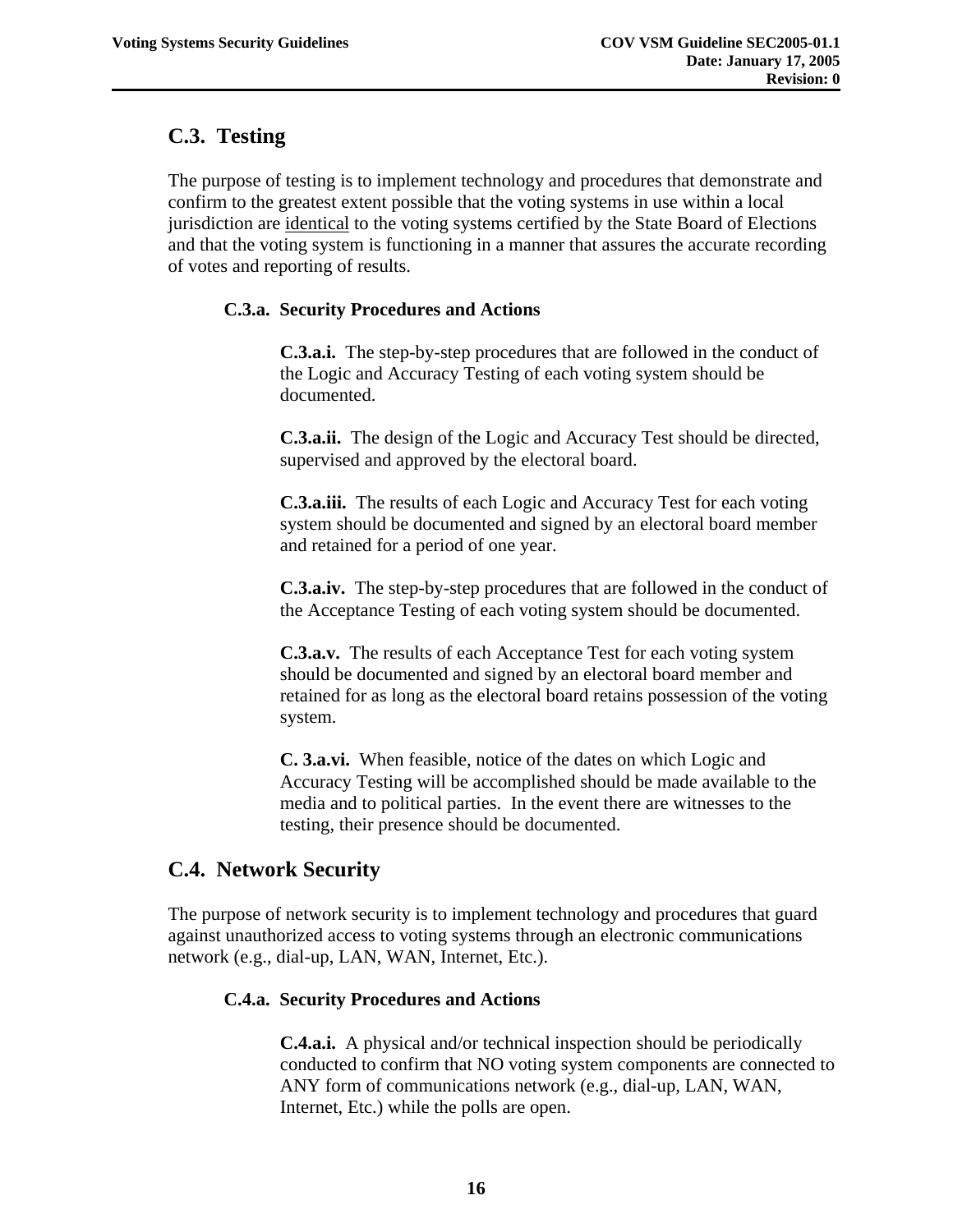## C.3. Testing

The purpose of testing is to implement technology and procedures that demonstrate and confirm to the greatest extent possible that the voting systems in use within a local jurisdiction are <u>identical</u> to the voting systems certified by the State Board of Elections and that the voting system is functioning in a manner that assures the accurate recording of votes and reporting of results.

### C.3.a. Security Procedures and Actions

**C.3.a.i.** The step-by-step procedures that are followed in the conduct of the Logic and Accuracy Testing of each voting system should be documented.

**C.3.a.ii.** The design of the Logic and Accuracy Test should be directed, supervised and approved by the electoral board.

**C.3.a.iii.** The results of each Logic and Accuracy Test for each voting system should be documented and signed by an electoral board member and retained for a period of one year.

**C.3.a.iv.** The step-by-step procedures that are followed in the conduct of the Acceptance Testing of each voting system should be documented.

**C.3.a.v.** The results of each Acceptance Test for each voting system should be documented and signed by an electoral board member and retained for as long as the electoral board retains possession of the voting system.

**C. 3.a.vi.** When feasible, notice of the dates on which Logic and Accuracy Testing will be accomplished should be made available to the media and to political parties. In the event there are witnesses to the testing, their presence should be documented.

## C.4. Network Security

The purpose of network security is to implement technology and procedures that guard against unauthorized access to voting systems through an electronic communications network (e.g., dial-up, LAN, WAN, Internet, Etc.).

### C.4.a. Security Procedures and Actions

**C.4.a.i.** A physical and/or technical inspection should be periodically conducted to confirm that NO voting system components are connected to ANY form of communications network (e.g., dial-up, LAN, WAN, Internet, Etc.) while the polls are open.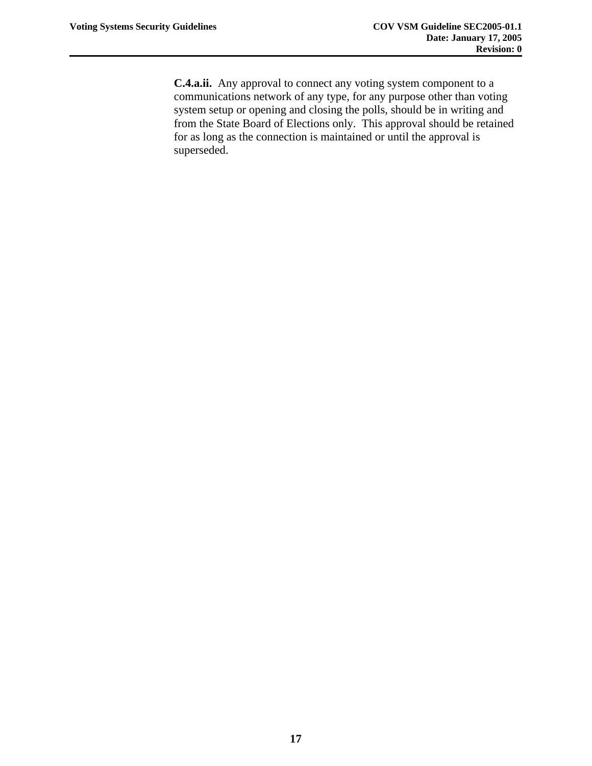**C.4.a.ii.** Any approval to connect any voting system component to a communications network of any type, for any purpose other than voting system setup or opening and closing the polls, should be in writing and from the State Board of Elections only. This approval should be retained for as long as the connection is maintained or until the approval is superseded.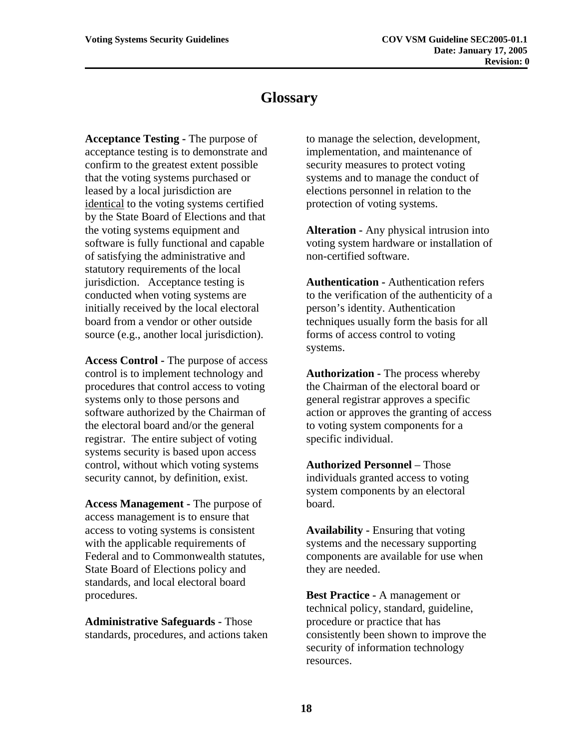# Glossary

**Acceptance Testing -** The purpose of acceptance testing is to demonstrate and confirm to the greatest extent possible that the voting systems purchased or leased by a local jurisdiction are <u>identical</u> to the voting systems certified by the State Board of Elections and that the voting systems equipment and software is fully functional and capable of satisfying the administrative and statutory requirements of the local jurisdiction. Acceptance testing is conducted when voting systems are initially received by the local electoral board from a vendor or other outside source (e.g., another local jurisdiction).

**Access Control -** The purpose of access control is to implement technology and procedures that control access to voting systems only to those persons and software authorized by the Chairman of the electoral board and/or the general registrar. The entire subject of voting systems security is based upon access control, without which voting systems security cannot, by definition, exist.

**Access Management -** The purpose of access management is to ensure that access to voting systems is consistent with the applicable requirements of Federal and to Commonwealth statutes, State Board of Elections policy and standards, and local electoral board procedures.

**Administrative Safeguards -** Those standards, procedures, and actions taken to manage the selection, development, implementation, and maintenance of security measures to protect voting systems and to manage the conduct of elections personnel in relation to the protection of voting systems.

**Alteration -** Any physical intrusion into voting system hardware or installation of non-certified software.

**Authentication -** Authentication refers to the verification of the authenticity of a person's identity. Authentication techniques usually form the basis for all forms of access control to voting systems.

**Authorization -** The process whereby the Chairman of the electoral board or general registrar approves a specific action or approves the granting of access to voting system components for a specific individual.

**Authorized Personnel** – Those individuals granted access to voting system components by an electoral board.

**Availability -** Ensuring that voting systems and the necessary supporting components are available for use when they are needed.

**Best Practice -** A management or technical policy, standard, guideline, procedure or practice that has consistently been shown to improve the security of information technology resources.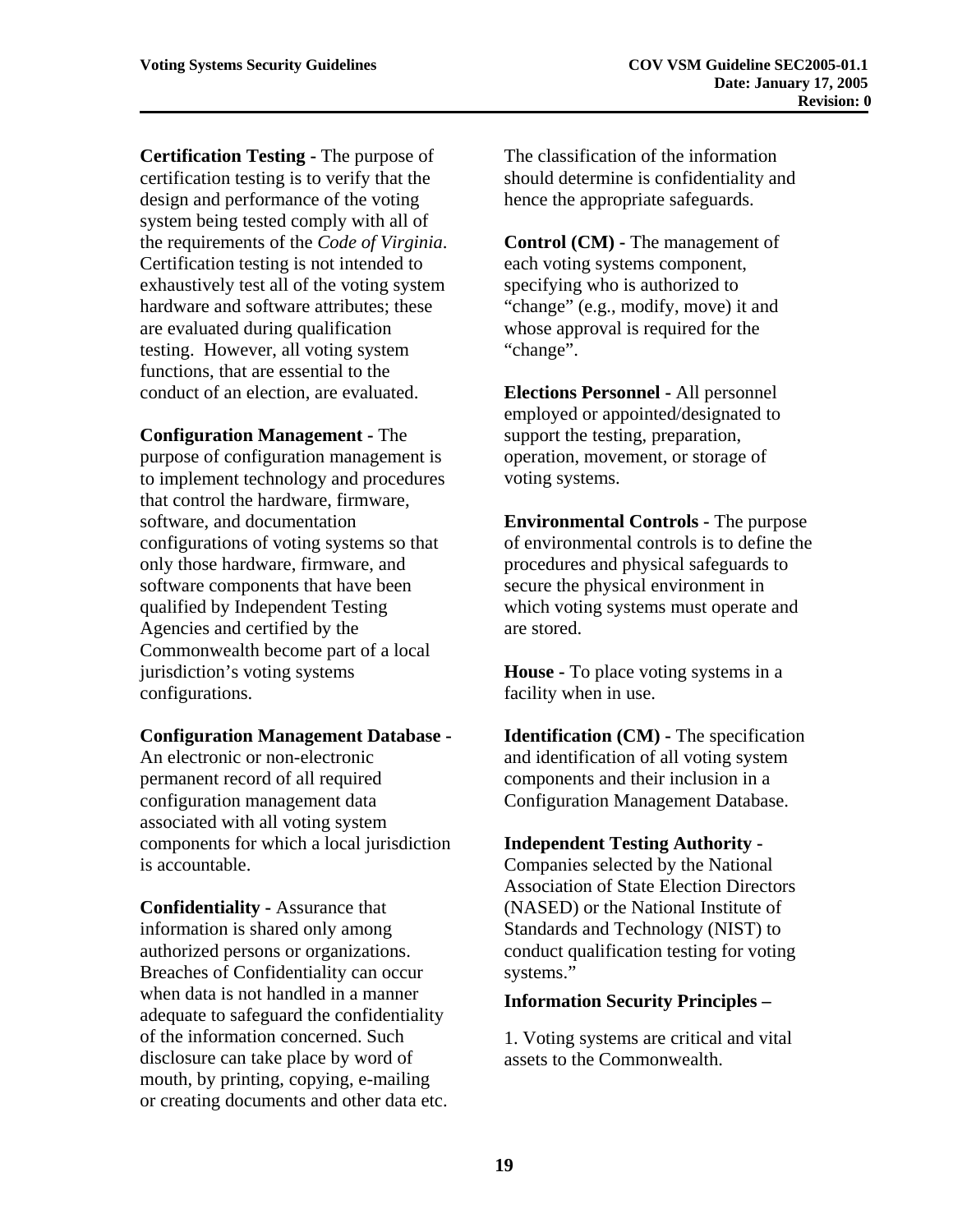**Certification Testing -** The purpose of certification testing is to verify that the design and performance of the voting system being tested comply with all of the requirements of the *Code of Virginia*. Certification testing is not intended to exhaustively test all of the voting system hardware and software attributes; these are evaluated during qualification testing. However, all voting system functions, that are essential to the conduct of an election, are evaluated.

**Configuration Management -** The purpose of configuration management is to implement technology and procedures that control the hardware, firmware, software, and documentation configurations of voting systems so that only those hardware, firmware, and software components that have been qualified by Independent Testing Agencies and certified by the Commonwealth become part of a local jurisdiction's voting systems configurations.

**Configuration Management Database -** An electronic or non-electronic permanent record of all required configuration management data associated with all voting system components for which a local jurisdiction is accountable.

**Confidentiality -** Assurance that information is shared only among authorized persons or organizations. Breaches of Confidentiality can occur when data is not handled in a manner adequate to safeguard the confidentiality of the information concerned. Such disclosure can take place by word of mouth, by printing, copying, e-mailing or creating documents and other data etc. The classification of the information should determine is confidentiality and hence the appropriate safeguards.

**Control (CM) -** The management of each voting systems component, specifying who is authorized to "change" (e.g., modify, move) it and whose approval is required for the "change".

**Elections Personnel -** All personnel employed or appointed/designated to support the testing, preparation, operation, movement, or storage of voting systems.

**Environmental Controls -** The purpose of environmental controls is to define the procedures and physical safeguards to secure the physical environment in which voting systems must operate and are stored.

**House -** To place voting systems in a facility when in use.

**Identification (CM) -** The specification and identification of all voting system components and their inclusion in a Configuration Management Database.

**Independent Testing Authority -** Companies selected by the National Association of State Election Directors (NASED) or the National Institute of Standards and Technology (NIST) to conduct qualification testing for voting systems."

**Information Security Principles –**

1. Voting systems are critical and vital assets to the Commonwealth.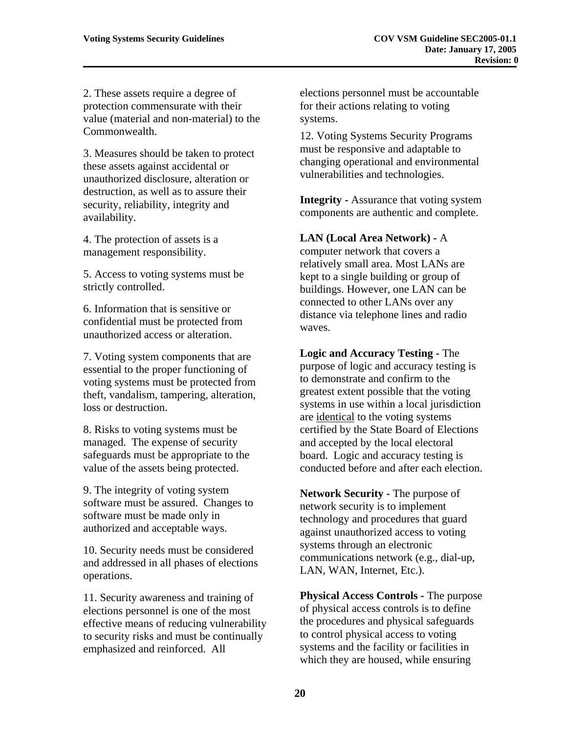2. These assets require a degree of protection commensurate with their value (material and non-material) to the Commonwealth.

3. Measures should be taken to protect these assets against accidental or unauthorized disclosure, alteration or destruction, as well as to assure their security, reliability, integrity and availability.

4. The protection of assets is a management responsibility.

5. Access to voting systems must be strictly controlled.

6. Information that is sensitive or confidential must be protected from unauthorized access or alteration.

7. Voting system components that are essential to the proper functioning of voting systems must be protected from theft, vandalism, tampering, alteration, loss or destruction.

8. Risks to voting systems must be managed. The expense of security safeguards must be appropriate to the value of the assets being protected.

9. The integrity of voting system software must be assured. Changes to software must be made only in authorized and acceptable ways.

10. Security needs must be considered and addressed in all phases of elections operations.

11. Security awareness and training of elections personnel is one of the most effective means of reducing vulnerability to security risks and must be continually emphasized and reinforced. All elections personnel must be accountable for their actions relating to voting systems.

12. Voting Systems Security Programs must be responsive and adaptable to changing operational and environmental vulnerabilities and technologies.

**Integrity -** Assurance that voting system components are authentic and complete.

**LAN (Local Area Network) -** A computer network that covers a relatively small area. Most LANs are kept to a single building or group of buildings. However, one LAN can be connected to other LANs over any distance via telephone lines and radio waves.

**Logic and Accuracy Testing -** The purpose of logic and accuracy testing is to demonstrate and confirm to the greatest extent possible that the voting systems in use within a local jurisdiction are <u>identical</u> to the voting systems certified by the State Board of Elections and accepted by the local electoral board. Logic and accuracy testing is conducted before and after each election.

**Network Security -** The purpose of network security is to implement technology and procedures that guard against unauthorized access to voting systems through an electronic communications network (e.g., dial-up, LAN, WAN, Internet, Etc.).

**Physical Access Controls -** The purpose of physical access controls is to define the procedures and physical safeguards to control physical access to voting systems and the facility or facilities in which they are housed, while ensuring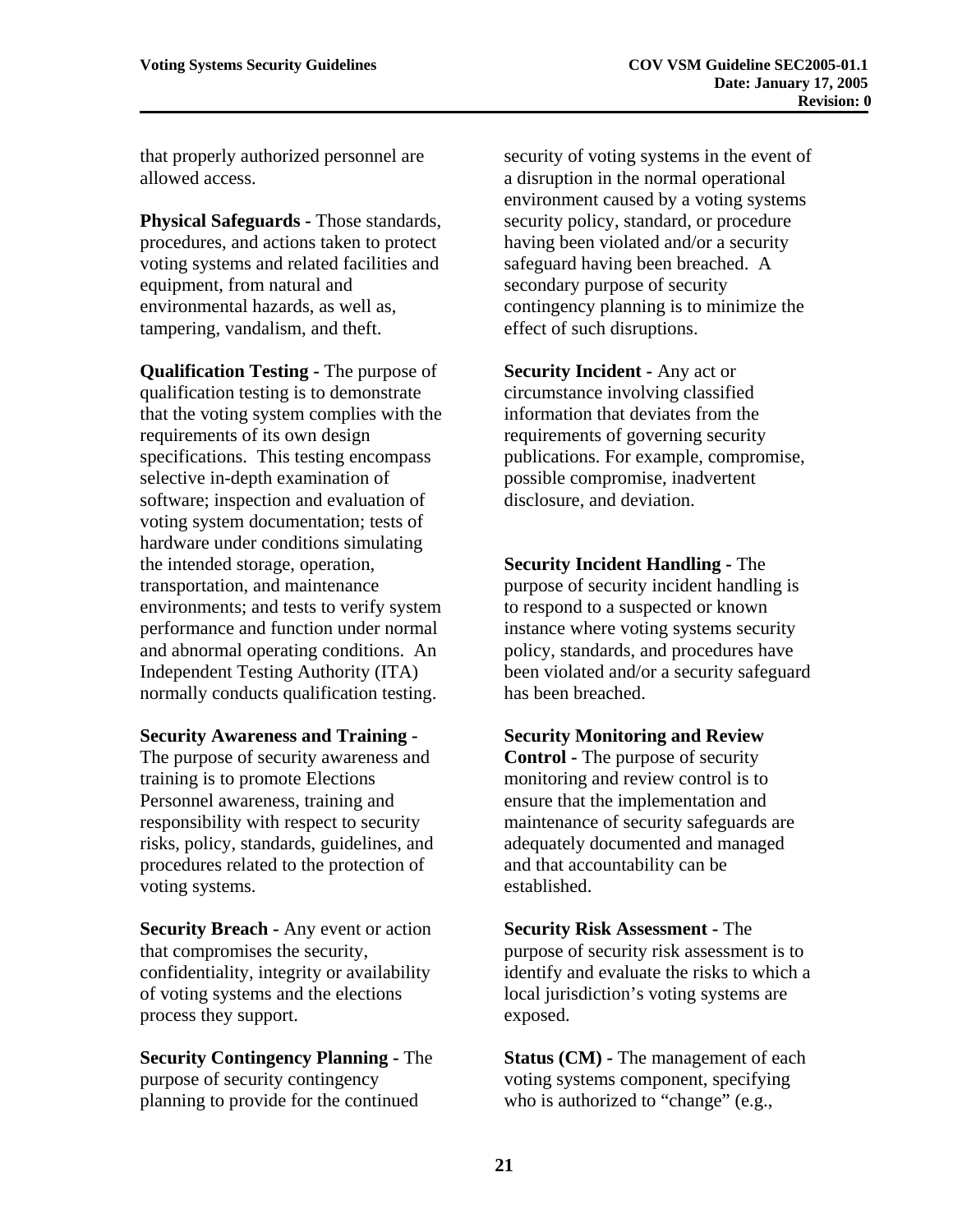that properly authorized personnel are allowed access.

**Physical Safeguards -** Those standards, procedures, and actions taken to protect voting systems and related facilities and equipment, from natural and environmental hazards, as well as, tampering, vandalism, and theft.

**Qualification Testing -** The purpose of qualification testing is to demonstrate that the voting system complies with the requirements of its own design specifications. This testing encompass selective in-depth examination of software; inspection and evaluation of voting system documentation; tests of hardware under conditions simulating the intended storage, operation, transportation, and maintenance environments; and tests to verify system performance and function under normal and abnormal operating conditions. An Independent Testing Authority (ITA) normally conducts qualification testing.

**Security Awareness and Training -** The purpose of security awareness and training is to promote Elections Personnel awareness, training and responsibility with respect to security risks, policy, standards, guidelines, and procedures related to the protection of voting systems.

**Security Breach -** Any event or action that compromises the security, confidentiality, integrity or availability of voting systems and the elections process they support.

**Security Contingency Planning -** The purpose of security contingency planning to provide for the continued security of voting systems in the event of a disruption in the normal operational environment caused by a voting systems security policy, standard, or procedure having been violated and/or a security safeguard having been breached. A secondary purpose of security contingency planning is to minimize the effect of such disruptions.

**Security Incident -** Any act or circumstance involving classified information that deviates from the requirements of governing security publications. For example, compromise, possible compromise, inadvertent disclosure, and deviation.

**Security Incident Handling -** The purpose of security incident handling is to respond to a suspected or known instance where voting systems security policy, standards, and procedures have been violated and/or a security safeguard has been breached.

**Security Monitoring and Review Control -** The purpose of security monitoring and review control is to ensure that the implementation and maintenance of security safeguards are adequately documented and managed and that accountability can be established.

**Security Risk Assessment -** The purpose of security risk assessment is to identify and evaluate the risks to which a local jurisdiction's voting systems are exposed.

**Status (CM) -** The management of each voting systems component, specifying who is authorized to "change" (e.g.,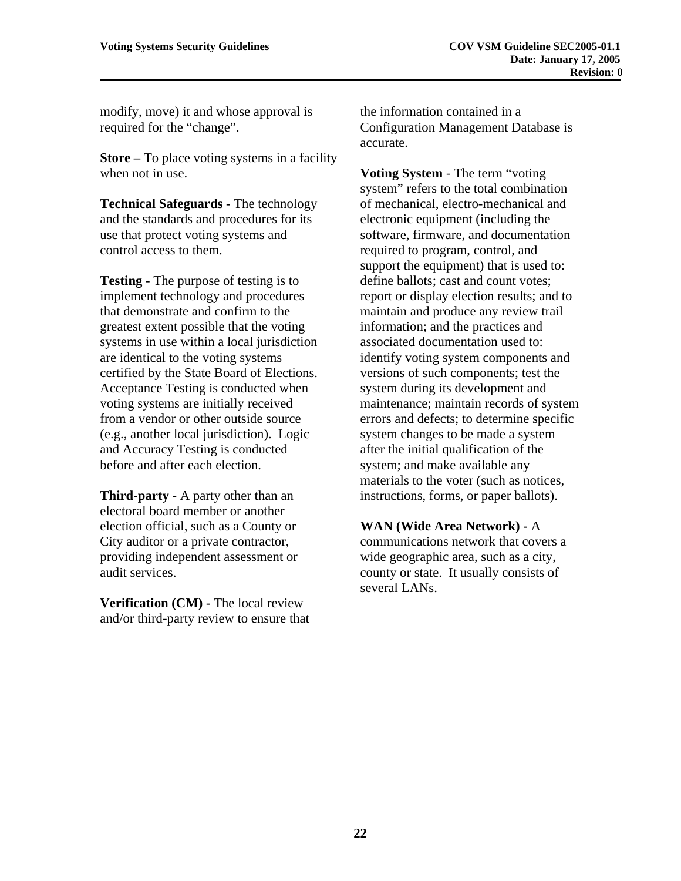modify, move) it and whose approval is required for the "change".

**Store –** To place voting systems in a facility when not in use.

**Technical Safeguards -** The technology and the standards and procedures for its use that protect voting systems and control access to them.

**Testing -** The purpose of testing is to implement technology and procedures that demonstrate and confirm to the greatest extent possible that the voting systems in use within a local jurisdiction are <u>identical</u> to the voting systems certified by the State Board of Elections. Acceptance Testing is conducted when voting systems are initially received from a vendor or other outside source (e.g., another local jurisdiction). Logic and Accuracy Testing is conducted before and after each election.

**Third-party -** A party other than an electoral board member or another election official, such as a County or City auditor or a private contractor, providing independent assessment or audit services.

**Verification (CM) -** The local review and/or third-party review to ensure that the information contained in a Configuration Management Database is accurate.

**Voting System** - The term "voting system" refers to the total combination of mechanical, electro-mechanical and electronic equipment (including the software, firmware, and documentation required to program, control, and support the equipment) that is used to: define ballots; cast and count votes; report or display election results; and to maintain and produce any review trail information; and the practices and associated documentation used to: identify voting system components and versions of such components; test the system during its development and maintenance; maintain records of system errors and defects; to determine specific system changes to be made a system after the initial qualification of the system; and make available any materials to the voter (such as notices, instructions, forms, or paper ballots).

**WAN (Wide Area Network) -** A communications network that covers a wide geographic area, such as a city, county or state. It usually consists of several LANs.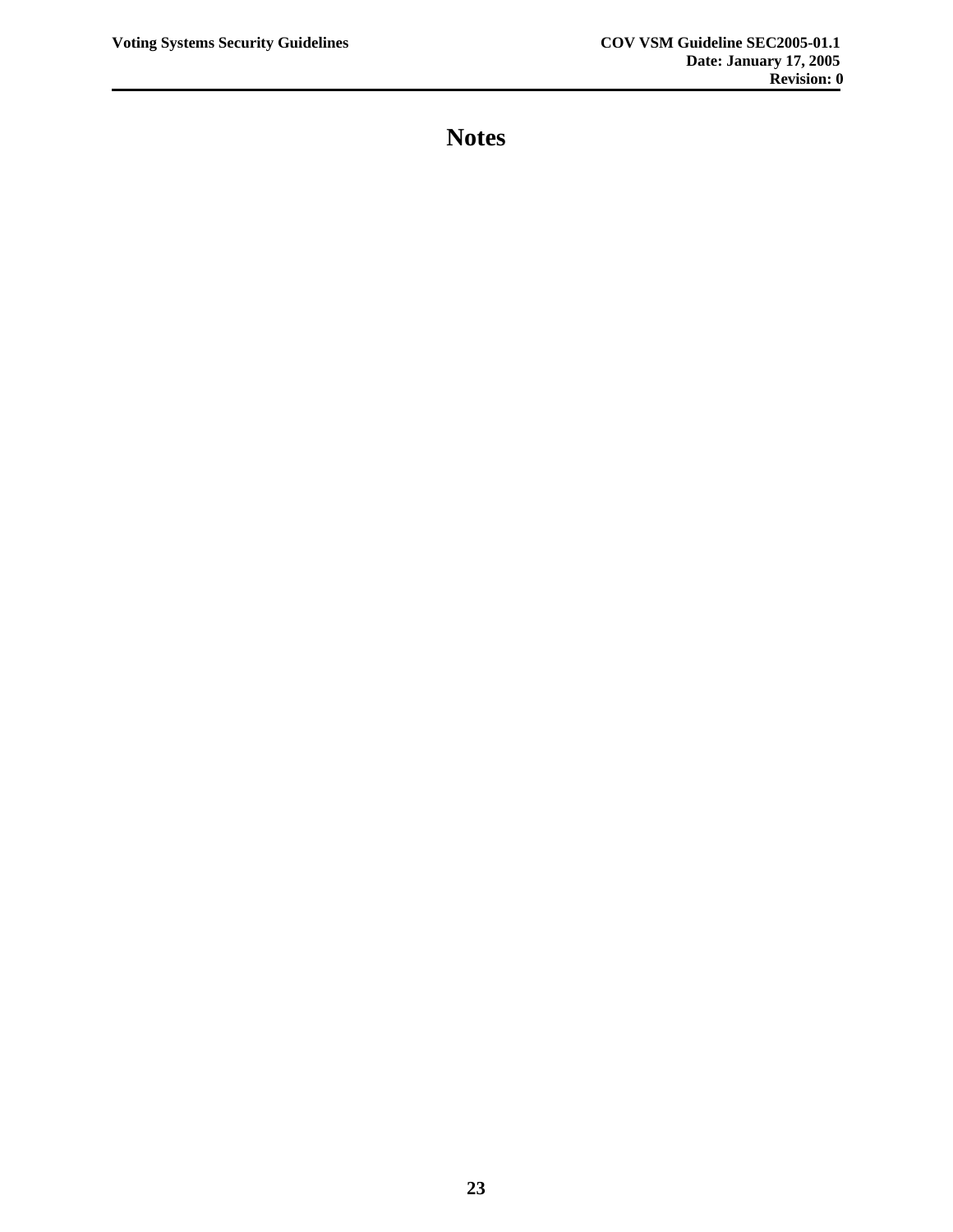# Notes